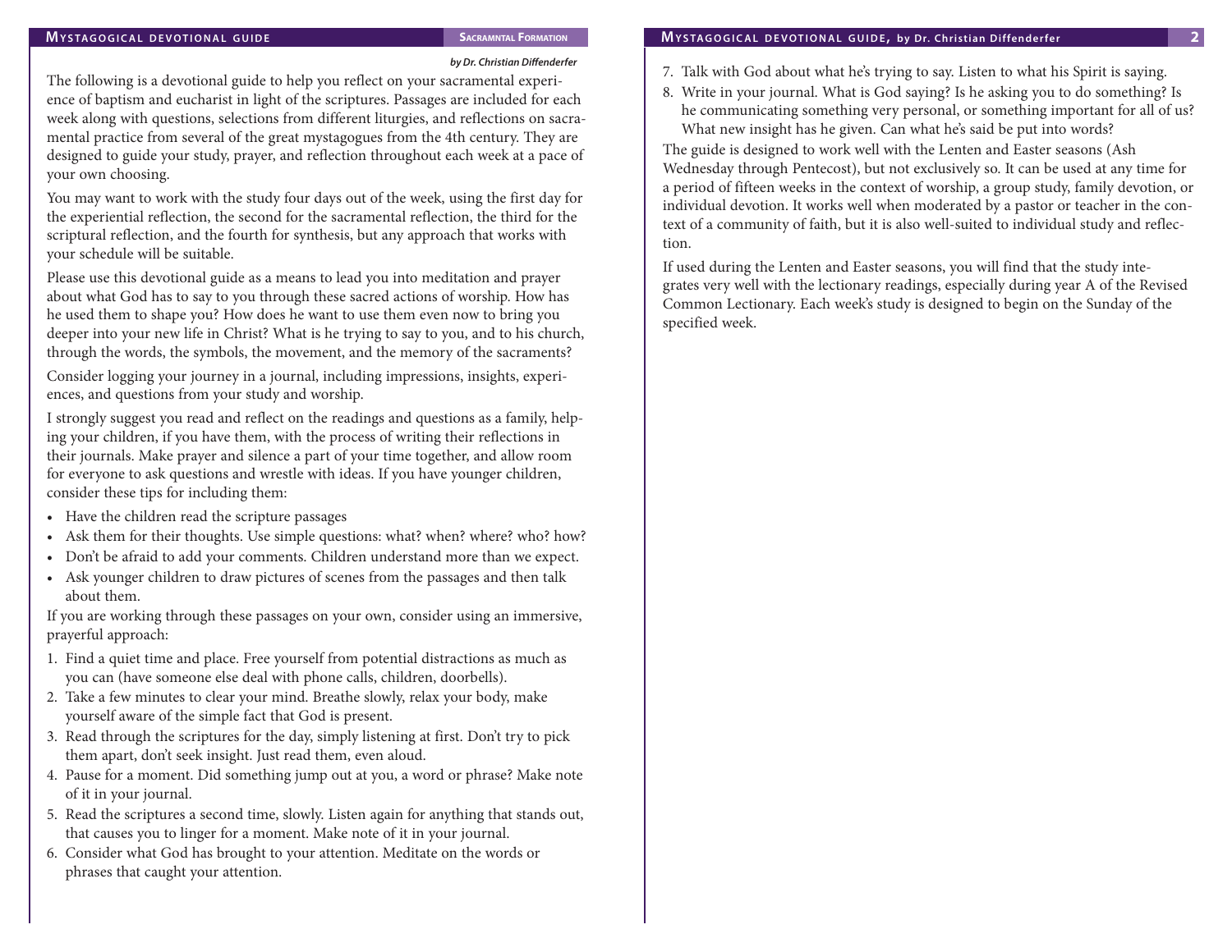*by Dr. Christian Diffenderfer*

The following is a devotional guide to help you reflect on your sacramental experience of baptism and eucharist in light of the scriptures. Passages are included for each week along with questions, selections from different liturgies, and reflections on sacramental practice from several of the great mystagogues from the 4th century. They are designed to guide your study, prayer, and reflection throughout each week at a pace of your own choosing.

You may want to work with the study four days out of the week, using the first day for the experiential reflection, the second for the sacramental reflection, the third for the scriptural reflection, and the fourth for synthesis, but any approach that works with your schedule will be suitable.

Please use this devotional guide as a means to lead you into meditation and prayer about what God has to say to you through these sacred actions of worship. How has he used them to shape you? How does he want to use them even now to bring you deeper into your new life in Christ? What is he trying to say to you, and to his church, through the words, the symbols, the movement, and the memory of the sacraments?

Consider logging your journey in a journal, including impressions, insights, experiences, and questions from your study and worship.

I strongly suggest you read and reflect on the readings and questions as a family, helping your children, if you have them, with the process of writing their reflections in their journals. Make prayer and silence a part of your time together, and allow room for everyone to ask questions and wrestle with ideas. If you have younger children, consider these tips for including them:

- Have the children read the scripture passages
- Ask them for their thoughts. Use simple questions: what? when? where? who? how?
- Don't be afraid to add your comments. Children understand more than we expect.
- Ask younger children to draw pictures of scenes from the passages and then talk about them.

If you are working through these passages on your own, consider using an immersive, prayerful approach:

1. Find a quiet time and place. Free yourself from potential distractions as much as you can (have someone else deal with phone calls, children, doorbells).
2. Take a few minutes to clear your mind. Breathe slowly, relax your body, make yourself aware of the simple fact that God is present.
3. Read through the scriptures for the day, simply listening at first. Don't try to pick them apart, don't seek insight. Just read them, even aloud.
4. Pause for a moment. Did something jump out at you, a word or phrase? Make note of it in your journal.
5. Read the scriptures a second time, slowly. Listen again for anything that stands out, that causes you to linger for a moment. Make note of it in your journal.
6. Consider what God has brought to your attention. Meditate on the words or phrases that caught your attention.
7. Talk with God about what he's trying to say. Listen to what his Spirit is saying.
8. Write in your journal. What is God saying? Is he asking you to do something? Is he communicating something very personal, or something important for all of us? What new insight has he given. Can what he's said be put into words?

The guide is designed to work well with the Lenten and Easter seasons (Ash Wednesday through Pentecost), but not exclusively so. It can be used at any time for a period of fifteen weeks in the context of worship, a group study, family devotion, or individual devotion. It works well when moderated by a pastor or teacher in the context of a community of faith, but it is also well-suited to individual study and reflection.

If used during the Lenten and Easter seasons, you will find that the study integrates very well with the lectionary readings, especially during year A of the Revised Common Lectionary. Each week's study is designed to begin on the Sunday of the specified week.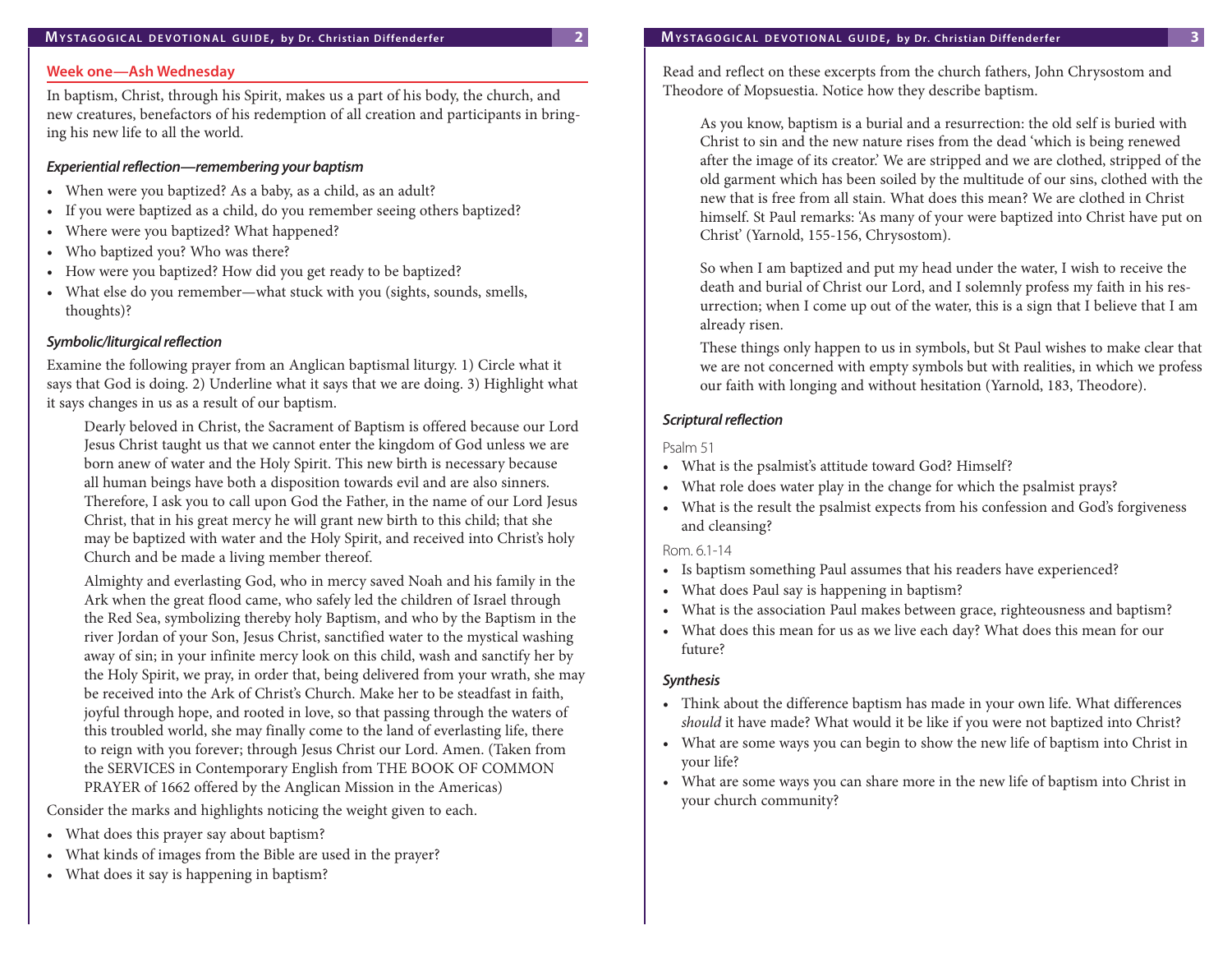## Week one—Ash Wednesday

In baptism, Christ, through his Spirit, makes us a part of his body, the church, and new creatures, benefactors of his redemption of all creation and participants in bringing his new life to all the world.

### *Experiential reflection—remembering your baptism*

- When were you baptized? As a baby, as a child, as an adult?
- If you were baptized as a child, do you remember seeing others baptized?
- Where were you baptized? What happened?
- Who baptized you? Who was there?
- How were you baptized? How did you get ready to be baptized?
- What else do you remember—what stuck with you (sights, sounds, smells, thoughts)?

### *Symbolic/liturgical reflection*

Examine the following prayer from an Anglican baptismal liturgy. 1) Circle what it says that God is doing. 2) Underline what it says that we are doing. 3) Highlight what it says changes in us as a result of our baptism.

> Dearly beloved in Christ, the Sacrament of Baptism is offered because our Lord Jesus Christ taught us that we cannot enter the kingdom of God unless we are born anew of water and the Holy Spirit. This new birth is necessary because all human beings have both a disposition towards evil and are also sinners. Therefore, I ask you to call upon God the Father, in the name of our Lord Jesus Christ, that in his great mercy he will grant new birth to this child; that she may be baptized with water and the Holy Spirit, and received into Christ's holy Church and be made a living member thereof.
>
> Almighty and everlasting God, who in mercy saved Noah and his family in the Ark when the great flood came, who safely led the children of Israel through the Red Sea, symbolizing thereby holy Baptism, and who by the Baptism in the river Jordan of your Son, Jesus Christ, sanctified water to the mystical washing away of sin; in your infinite mercy look on this child, wash and sanctify her by the Holy Spirit, we pray, in order that, being delivered from your wrath, she may be received into the Ark of Christ's Church. Make her to be steadfast in faith, joyful through hope, and rooted in love, so that passing through the waters of this troubled world, she may finally come to the land of everlasting life, there to reign with you forever; through Jesus Christ our Lord. Amen. (Taken from the SERVICES in Contemporary English from THE BOOK OF COMMON PRAYER of 1662 offered by the Anglican Mission in the Americas)

Consider the marks and highlights noticing the weight given to each.

- What does this prayer say about baptism?
- What kinds of images from the Bible are used in the prayer?
- What does it say is happening in baptism?

Read and reflect on these excerpts from the church fathers, John Chrysostom and Theodore of Mopsuestia. Notice how they describe baptism.

> As you know, baptism is a burial and a resurrection: the old self is buried with Christ to sin and the new nature rises from the dead 'which is being renewed after the image of its creator.' We are stripped and we are clothed, stripped of the old garment which has been soiled by the multitude of our sins, clothed with the new that is free from all stain. What does this mean? We are clothed in Christ himself. St Paul remarks: 'As many of your were baptized into Christ have put on Christ' (Yarnold, 155-156, Chrysostom).
>
> So when I am baptized and put my head under the water, I wish to receive the death and burial of Christ our Lord, and I solemnly profess my faith in his resurrection; when I come up out of the water, this is a sign that I believe that I am already risen.
>
> These things only happen to us in symbols, but St Paul wishes to make clear that we are not concerned with empty symbols but with realities, in which we profess our faith with longing and without hesitation (Yarnold, 183, Theodore).

### *Scriptural reflection*

Psalm 51

- What is the psalmist's attitude toward God? Himself?
- What role does water play in the change for which the psalmist prays?
- What is the result the psalmist expects from his confession and God's forgiveness and cleansing?

Rom. 6.1-14

- Is baptism something Paul assumes that his readers have experienced?
- What does Paul say is happening in baptism?
- What is the association Paul makes between grace, righteousness and baptism?
- What does this mean for us as we live each day? What does this mean for our future?

### *Synthesis*

- Think about the difference baptism has made in your own life. What differences *should* it have made? What would it be like if you were not baptized into Christ?
- What are some ways you can begin to show the new life of baptism into Christ in your life?
- What are some ways you can share more in the new life of baptism into Christ in your church community?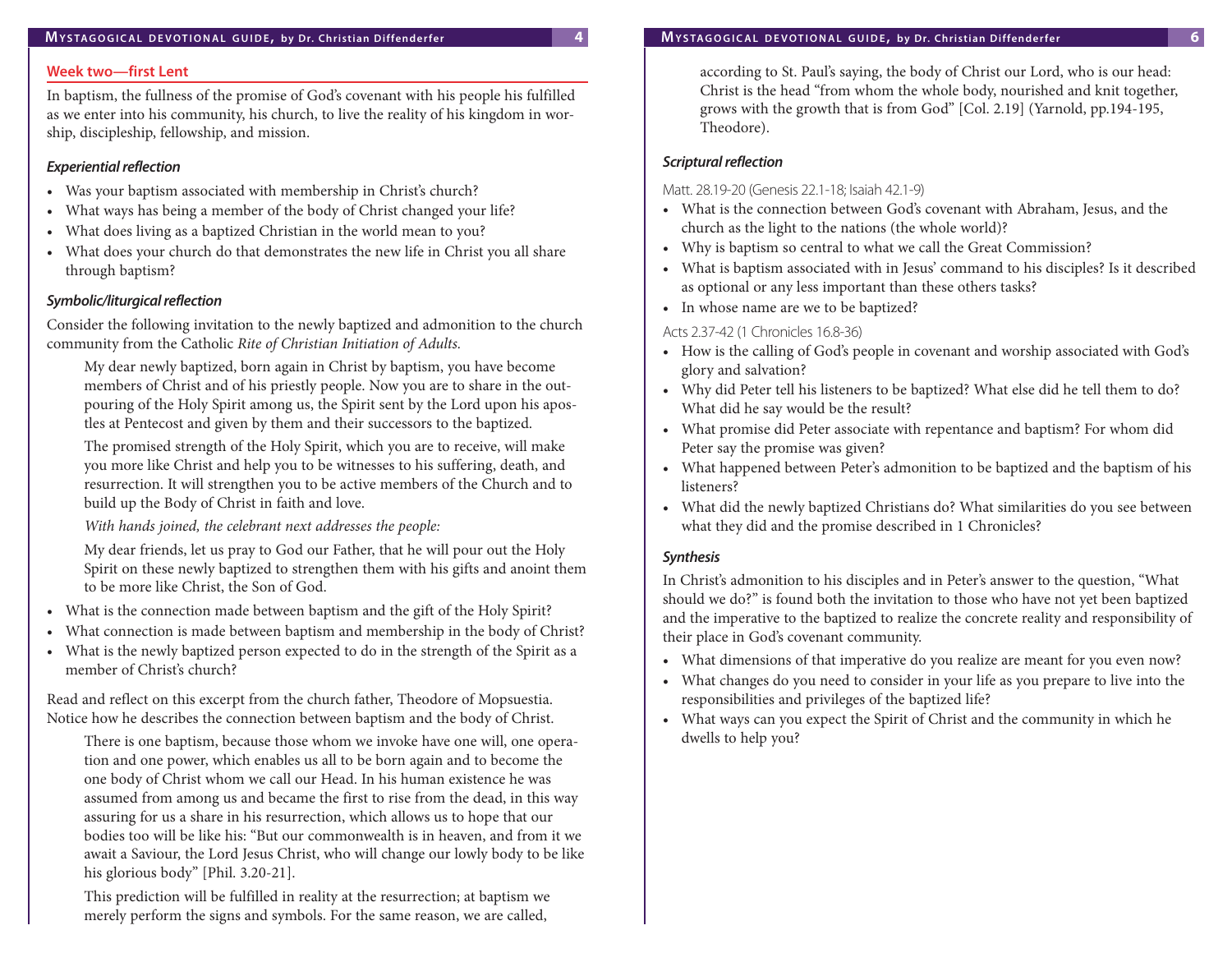## Week two—first Lent

In baptism, the fullness of the promise of God's covenant with his people his fulfilled as we enter into his community, his church, to live the reality of his kingdom in worship, discipleship, fellowship, and mission.

### *Experiential reflection*

- Was your baptism associated with membership in Christ's church?
- What ways has being a member of the body of Christ changed your life?
- What does living as a baptized Christian in the world mean to you?
- What does your church do that demonstrates the new life in Christ you all share through baptism?

### *Symbolic/liturgical reflection*

Consider the following invitation to the newly baptized and admonition to the church community from the Catholic *Rite of Christian Initiation of Adults.*

> My dear newly baptized, born again in Christ by baptism, you have become members of Christ and of his priestly people. Now you are to share in the outpouring of the Holy Spirit among us, the Spirit sent by the Lord upon his apostles at Pentecost and given by them and their successors to the baptized.
>
> The promised strength of the Holy Spirit, which you are to receive, will make you more like Christ and help you to be witnesses to his suffering, death, and resurrection. It will strengthen you to be active members of the Church and to build up the Body of Christ in faith and love.
>
> *With hands joined, the celebrant next addresses the people:*
>
> My dear friends, let us pray to God our Father, that he will pour out the Holy Spirit on these newly baptized to strengthen them with his gifts and anoint them to be more like Christ, the Son of God.

- What is the connection made between baptism and the gift of the Holy Spirit?
- What connection is made between baptism and membership in the body of Christ?
- What is the newly baptized person expected to do in the strength of the Spirit as a member of Christ's church?

Read and reflect on this excerpt from the church father, Theodore of Mopsuestia. Notice how he describes the connection between baptism and the body of Christ.

> There is one baptism, because those whom we invoke have one will, one operation and one power, which enables us all to be born again and to become the one body of Christ whom we call our Head. In his human existence he was assumed from among us and became the first to rise from the dead, in this way assuring for us a share in his resurrection, which allows us to hope that our bodies too will be like his: "But our commonwealth is in heaven, and from it we await a Saviour, the Lord Jesus Christ, who will change our lowly body to be like his glorious body" [Phil. 3.20-21].
>
> This prediction will be fulfilled in reality at the resurrection; at baptism we merely perform the signs and symbols. For the same reason, we are called, according to St. Paul's saying, the body of Christ our Lord, who is our head: Christ is the head "from whom the whole body, nourished and knit together, grows with the growth that is from God" [Col. 2.19] (Yarnold, pp.194-195, Theodore).

### *Scriptural reflection*

Matt. 28.19-20 (Genesis 22.1-18; Isaiah 42.1-9)

- What is the connection between God's covenant with Abraham, Jesus, and the church as the light to the nations (the whole world)?
- Why is baptism so central to what we call the Great Commission?
- What is baptism associated with in Jesus' command to his disciples? Is it described as optional or any less important than these others tasks?
- In whose name are we to be baptized?

Acts 2.37-42 (1 Chronicles 16.8-36)

- How is the calling of God's people in covenant and worship associated with God's glory and salvation?
- Why did Peter tell his listeners to be baptized? What else did he tell them to do? What did he say would be the result?
- What promise did Peter associate with repentance and baptism? For whom did Peter say the promise was given?
- What happened between Peter's admonition to be baptized and the baptism of his listeners?
- What did the newly baptized Christians do? What similarities do you see between what they did and the promise described in 1 Chronicles?

### *Synthesis*

In Christ's admonition to his disciples and in Peter's answer to the question, "What should we do?" is found both the invitation to those who have not yet been baptized and the imperative to the baptized to realize the concrete reality and responsibility of their place in God's covenant community.

- What dimensions of that imperative do you realize are meant for you even now?
- What changes do you need to consider in your life as you prepare to live into the responsibilities and privileges of the baptized life?
- What ways can you expect the Spirit of Christ and the community in which he dwells to help you?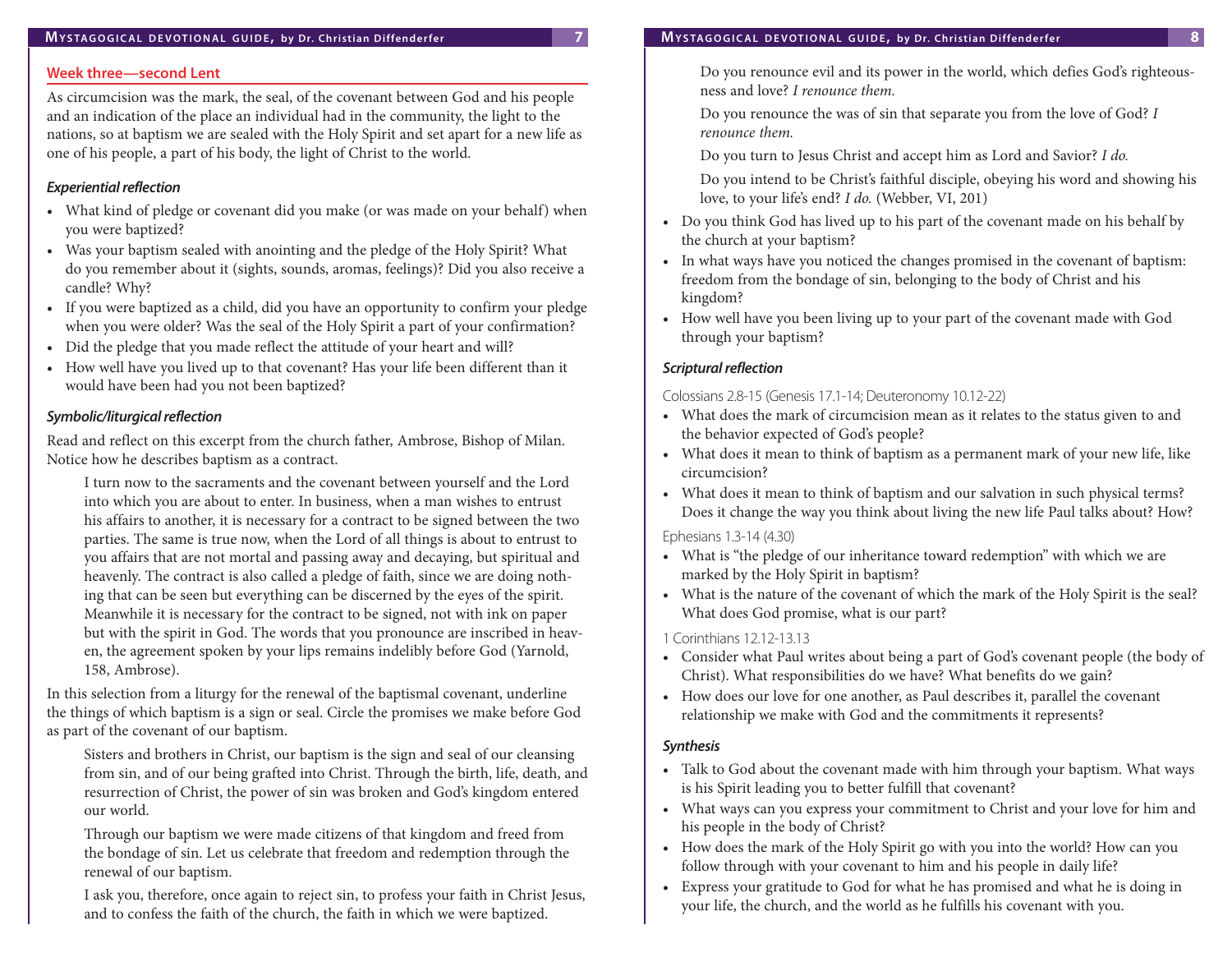## Week three—second Lent

As circumcision was the mark, the seal, of the covenant between God and his people and an indication of the place an individual had in the community, the light to the nations, so at baptism we are sealed with the Holy Spirit and set apart for a new life as one of his people, a part of his body, the light of Christ to the world.

### *Experiential reflection*

- What kind of pledge or covenant did you make (or was made on your behalf) when you were baptized?
- Was your baptism sealed with anointing and the pledge of the Holy Spirit? What do you remember about it (sights, sounds, aromas, feelings)? Did you also receive a candle? Why?
- If you were baptized as a child, did you have an opportunity to confirm your pledge when you were older? Was the seal of the Holy Spirit a part of your confirmation?
- Did the pledge that you made reflect the attitude of your heart and will?
- How well have you lived up to that covenant? Has your life been different than it would have been had you not been baptized?

### *Symbolic/liturgical reflection*

Read and reflect on this excerpt from the church father, Ambrose, Bishop of Milan. Notice how he describes baptism as a contract.

> I turn now to the sacraments and the covenant between yourself and the Lord into which you are about to enter. In business, when a man wishes to entrust his affairs to another, it is necessary for a contract to be signed between the two parties. The same is true now, when the Lord of all things is about to entrust to you affairs that are not mortal and passing away and decaying, but spiritual and heavenly. The contract is also called a pledge of faith, since we are doing nothing that can be seen but everything can be discerned by the eyes of the spirit. Meanwhile it is necessary for the contract to be signed, not with ink on paper but with the spirit in God. The words that you pronounce are inscribed in heaven, the agreement spoken by your lips remains indelibly before God (Yarnold, 158, Ambrose).

In this selection from a liturgy for the renewal of the baptismal covenant, underline the things of which baptism is a sign or seal. Circle the promises we make before God as part of the covenant of our baptism.

> Sisters and brothers in Christ, our baptism is the sign and seal of our cleansing from sin, and of our being grafted into Christ. Through the birth, life, death, and resurrection of Christ, the power of sin was broken and God's kingdom entered our world.
>
> Through our baptism we were made citizens of that kingdom and freed from the bondage of sin. Let us celebrate that freedom and redemption through the renewal of our baptism.
>
> I ask you, therefore, once again to reject sin, to profess your faith in Christ Jesus, and to confess the faith of the church, the faith in which we were baptized.
>
> Do you renounce evil and its power in the world, which defies God's righteousness and love? *I renounce them.*
>
> Do you renounce the was of sin that separate you from the love of God? *I renounce them.*
>
> Do you turn to Jesus Christ and accept him as Lord and Savior? *I do.*
>
> Do you intend to be Christ's faithful disciple, obeying his word and showing his love, to your life's end? *I do.* (Webber, VI, 201)

- Do you think God has lived up to his part of the covenant made on his behalf by the church at your baptism?
- In what ways have you noticed the changes promised in the covenant of baptism: freedom from the bondage of sin, belonging to the body of Christ and his kingdom?
- How well have you been living up to your part of the covenant made with God through your baptism?

### *Scriptural reflection*

Colossians 2.8-15 (Genesis 17.1-14; Deuteronomy 10.12-22)

- What does the mark of circumcision mean as it relates to the status given to and the behavior expected of God's people?
- What does it mean to think of baptism as a permanent mark of your new life, like circumcision?
- What does it mean to think of baptism and our salvation in such physical terms? Does it change the way you think about living the new life Paul talks about? How?

Ephesians 1.3-14 (4.30)

- What is "the pledge of our inheritance toward redemption" with which we are marked by the Holy Spirit in baptism?
- What is the nature of the covenant of which the mark of the Holy Spirit is the seal? What does God promise, what is our part?

1 Corinthians 12.12-13.13

- Consider what Paul writes about being a part of God's covenant people (the body of Christ). What responsibilities do we have? What benefits do we gain?
- How does our love for one another, as Paul describes it, parallel the covenant relationship we make with God and the commitments it represents?

### *Synthesis*

- Talk to God about the covenant made with him through your baptism. What ways is his Spirit leading you to better fulfill that covenant?
- What ways can you express your commitment to Christ and your love for him and his people in the body of Christ?
- How does the mark of the Holy Spirit go with you into the world? How can you follow through with your covenant to him and his people in daily life?
- Express your gratitude to God for what he has promised and what he is doing in your life, the church, and the world as he fulfills his covenant with you.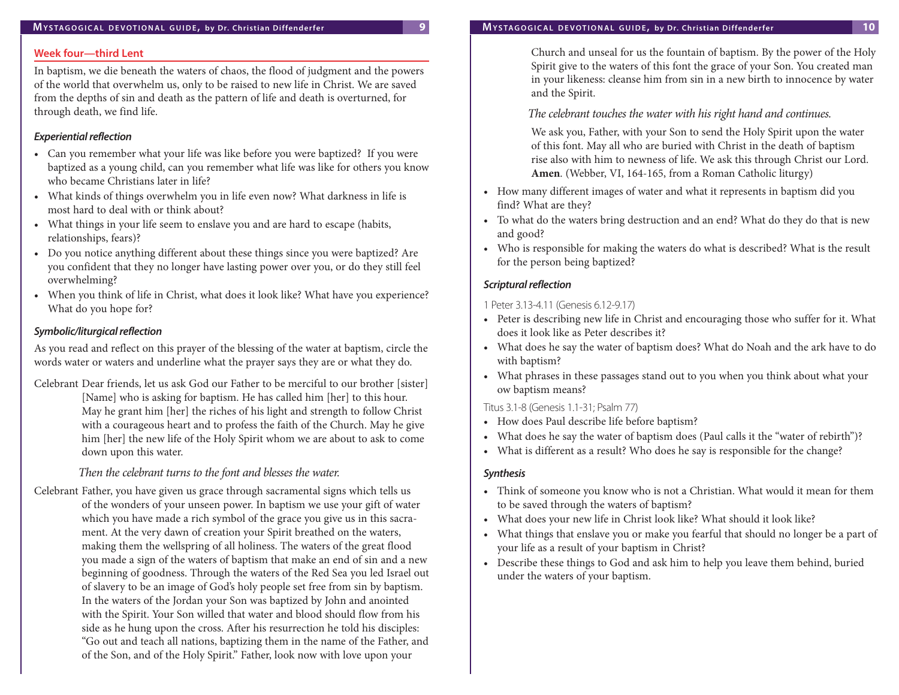## Week four—third Lent

In baptism, we die beneath the waters of chaos, the flood of judgment and the powers of the world that overwhelm us, only to be raised to new life in Christ. We are saved from the depths of sin and death as the pattern of life and death is overturned, for through death, we find life.

### *Experiential reflection*

- Can you remember what your life was like before you were baptized? If you were baptized as a young child, can you remember what life was like for others you know who became Christians later in life?
- What kinds of things overwhelm you in life even now? What darkness in life is most hard to deal with or think about?
- What things in your life seem to enslave you and are hard to escape (habits, relationships, fears)?
- Do you notice anything different about these things since you were baptized? Are you confident that they no longer have lasting power over you, or do they still feel overwhelming?
- When you think of life in Christ, what does it look like? What have you experience? What do you hope for?

### *Symbolic/liturgical reflection*

As you read and reflect on this prayer of the blessing of the water at baptism, circle the words water or waters and underline what the prayer says they are or what they do.

Celebrant Dear friends, let us ask God our Father to be merciful to our brother [sister] [Name] who is asking for baptism. He has called him [her] to this hour. May he grant him [her] the riches of his light and strength to follow Christ with a courageous heart and to profess the faith of the Church. May he give him [her] the new life of the Holy Spirit whom we are about to ask to come down upon this water.

*Then the celebrant turns to the font and blesses the water.*

Celebrant Father, you have given us grace through sacramental signs which tells us of the wonders of your unseen power. In baptism we use your gift of water which you have made a rich symbol of the grace you give us in this sacrament. At the very dawn of creation your Spirit breathed on the waters, making them the wellspring of all holiness. The waters of the great flood you made a sign of the waters of baptism that make an end of sin and a new beginning of goodness. Through the waters of the Red Sea you led Israel out of slavery to be an image of God's holy people set free from sin by baptism. In the waters of the Jordan your Son was baptized by John and anointed with the Spirit. Your Son willed that water and blood should flow from his side as he hung upon the cross. After his resurrection he told his disciples: "Go out and teach all nations, baptizing them in the name of the Father, and of the Son, and of the Holy Spirit." Father, look now with love upon your Church and unseal for us the fountain of baptism. By the power of the Holy Spirit give to the waters of this font the grace of your Son. You created man in your likeness: cleanse him from sin in a new birth to innocence by water and the Spirit.

*The celebrant touches the water with his right hand and continues.*

We ask you, Father, with your Son to send the Holy Spirit upon the water of this font. May all who are buried with Christ in the death of baptism rise also with him to newness of life. We ask this through Christ our Lord. **Amen**. (Webber, VI, 164-165, from a Roman Catholic liturgy)

- How many different images of water and what it represents in baptism did you find? What are they?
- To what do the waters bring destruction and an end? What do they do that is new and good?
- Who is responsible for making the waters do what is described? What is the result for the person being baptized?

### *Scriptural reflection*

1 Peter 3.13-4.11 (Genesis 6.12-9.17)

- Peter is describing new life in Christ and encouraging those who suffer for it. What does it look like as Peter describes it?
- What does he say the water of baptism does? What do Noah and the ark have to do with baptism?
- What phrases in these passages stand out to you when you think about what your ow baptism means?

Titus 3.1-8 (Genesis 1.1-31; Psalm 77)

- How does Paul describe life before baptism?
- What does he say the water of baptism does (Paul calls it the "water of rebirth")?
- What is different as a result? Who does he say is responsible for the change?

### *Synthesis*

- Think of someone you know who is not a Christian. What would it mean for them to be saved through the waters of baptism?
- What does your new life in Christ look like? What should it look like?
- What things that enslave you or make you fearful that should no longer be a part of your life as a result of your baptism in Christ?
- Describe these things to God and ask him to help you leave them behind, buried under the waters of your baptism.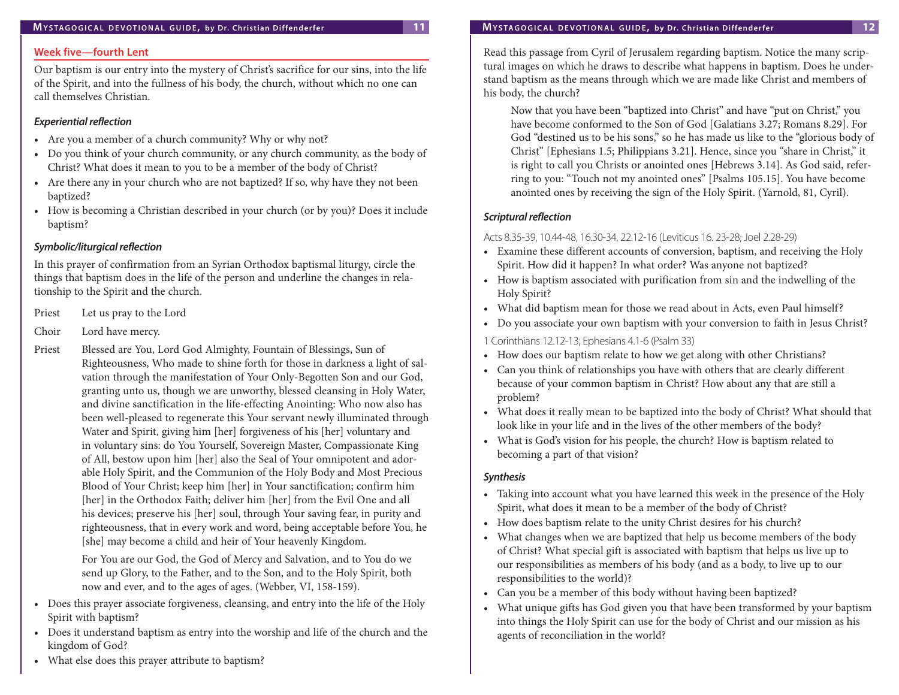## Week five—fourth Lent

Our baptism is our entry into the mystery of Christ's sacrifice for our sins, into the life of the Spirit, and into the fullness of his body, the church, without which no one can call themselves Christian.

### *Experiential reflection*

- Are you a member of a church community? Why or why not?
- Do you think of your church community, or any church community, as the body of Christ? What does it mean to you to be a member of the body of Christ?
- Are there any in your church who are not baptized? If so, why have they not been baptized?
- How is becoming a Christian described in your church (or by you)? Does it include baptism?

### *Symbolic/liturgical reflection*

In this prayer of confirmation from an Syrian Orthodox baptismal liturgy, circle the things that baptism does in the life of the person and underline the changes in relationship to the Spirit and the church.

Priest Let us pray to the Lord

Choir Lord have mercy.

Priest Blessed are You, Lord God Almighty, Fountain of Blessings, Sun of Righteousness, Who made to shine forth for those in darkness a light of salvation through the manifestation of Your Only-Begotten Son and our God, granting unto us, though we are unworthy, blessed cleansing in Holy Water, and divine sanctification in the life-effecting Anointing: Who now also has been well-pleased to regenerate this Your servant newly illuminated through Water and Spirit, giving him [her] forgiveness of his [her] voluntary and in voluntary sins: do You Yourself, Sovereign Master, Compassionate King of All, bestow upon him [her] also the Seal of Your omnipotent and adorable Holy Spirit, and the Communion of the Holy Body and Most Precious Blood of Your Christ; keep him [her] in Your sanctification; confirm him [her] in the Orthodox Faith; deliver him [her] from the Evil One and all his devices; preserve his [her] soul, through Your saving fear, in purity and righteousness, that in every work and word, being acceptable before You, he [she] may become a child and heir of Your heavenly Kingdom.

For You are our God, the God of Mercy and Salvation, and to You do we send up Glory, to the Father, and to the Son, and to the Holy Spirit, both now and ever, and to the ages of ages. (Webber, VI, 158-159).

- Does this prayer associate forgiveness, cleansing, and entry into the life of the Holy Spirit with baptism?
- Does it understand baptism as entry into the worship and life of the church and the kingdom of God?
- What else does this prayer attribute to baptism?

Read this passage from Cyril of Jerusalem regarding baptism. Notice the many scriptural images on which he draws to describe what happens in baptism. Does he understand baptism as the means through which we are made like Christ and members of his body, the church?

> Now that you have been "baptized into Christ" and have "put on Christ," you have become conformed to the Son of God [Galatians 3.27; Romans 8.29]. For God "destined us to be his sons," so he has made us like to the "glorious body of Christ" [Ephesians 1.5; Philippians 3.21]. Hence, since you "share in Christ," it is right to call you Christs or anointed ones [Hebrews 3.14]. As God said, referring to you: "Touch not my anointed ones" [Psalms 105.15]. You have become anointed ones by receiving the sign of the Holy Spirit. (Yarnold, 81, Cyril).

### *Scriptural reflection*

Acts 8.35-39, 10.44-48, 16.30-34, 22.12-16 (Leviticus 16. 23-28; Joel 2.28-29)

- Examine these different accounts of conversion, baptism, and receiving the Holy Spirit. How did it happen? In what order? Was anyone not baptized?
- How is baptism associated with purification from sin and the indwelling of the Holy Spirit?
- What did baptism mean for those we read about in Acts, even Paul himself?
- Do you associate your own baptism with your conversion to faith in Jesus Christ?

1 Corinthians 12.12-13; Ephesians 4.1-6 (Psalm 33)

- How does our baptism relate to how we get along with other Christians?
- Can you think of relationships you have with others that are clearly different because of your common baptism in Christ? How about any that are still a problem?
- What does it really mean to be baptized into the body of Christ? What should that look like in your life and in the lives of the other members of the body?
- What is God's vision for his people, the church? How is baptism related to becoming a part of that vision?

### *Synthesis*

- Taking into account what you have learned this week in the presence of the Holy Spirit, what does it mean to be a member of the body of Christ?
- How does baptism relate to the unity Christ desires for his church?
- What changes when we are baptized that help us become members of the body of Christ? What special gift is associated with baptism that helps us live up to our responsibilities as members of his body (and as a body, to live up to our responsibilities to the world)?
- Can you be a member of this body without having been baptized?
- What unique gifts has God given you that have been transformed by your baptism into things the Holy Spirit can use for the body of Christ and our mission as his agents of reconciliation in the world?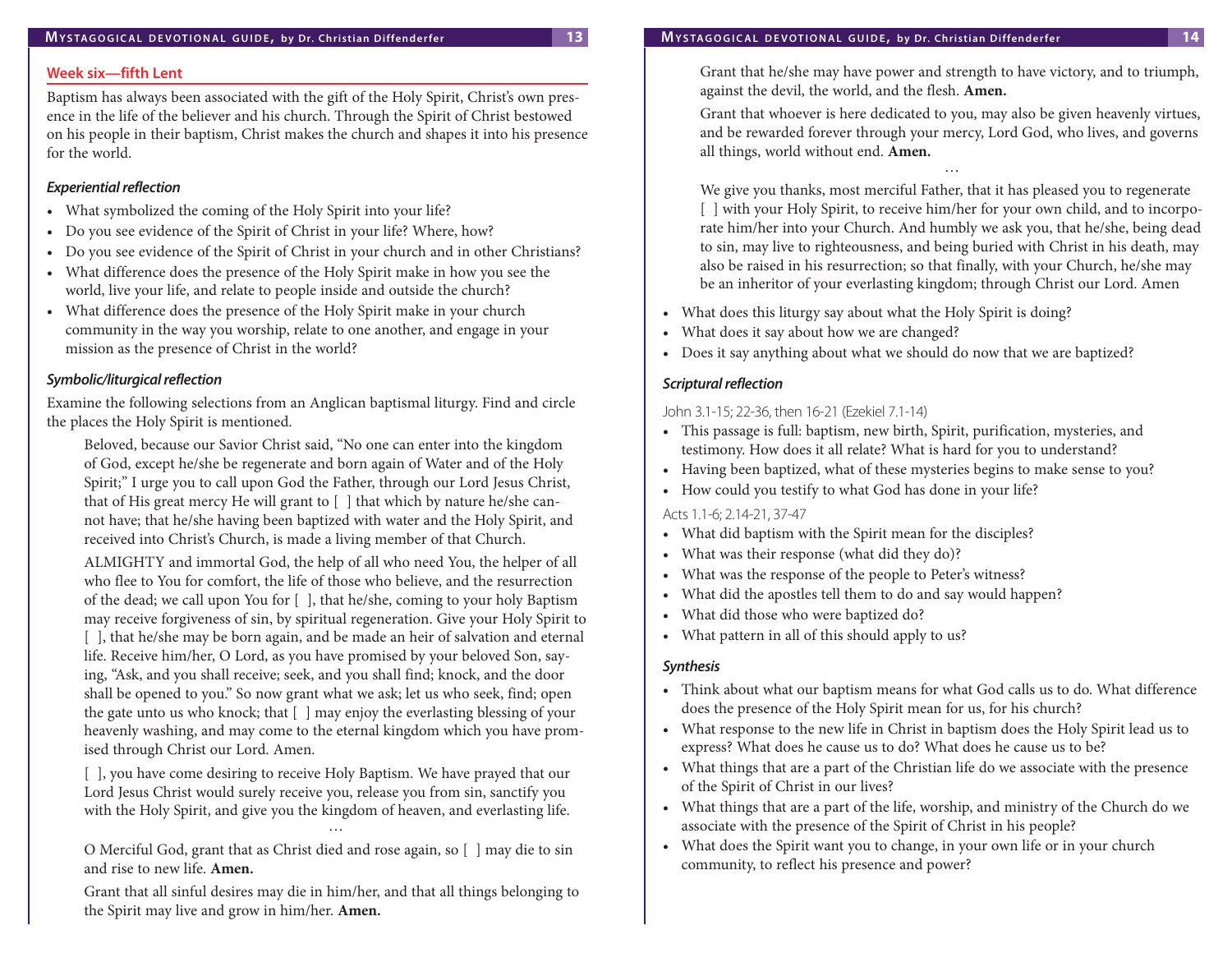## Week six—fifth Lent

Baptism has always been associated with the gift of the Holy Spirit, Christ's own presence in the life of the believer and his church. Through the Spirit of Christ bestowed on his people in their baptism, Christ makes the church and shapes it into his presence for the world.

### *Experiential reflection*

- What symbolized the coming of the Holy Spirit into your life?
- Do you see evidence of the Spirit of Christ in your life? Where, how?
- Do you see evidence of the Spirit of Christ in your church and in other Christians?
- What difference does the presence of the Holy Spirit make in how you see the world, live your life, and relate to people inside and outside the church?
- What difference does the presence of the Holy Spirit make in your church community in the way you worship, relate to one another, and engage in your mission as the presence of Christ in the world?

### *Symbolic/liturgical reflection*

Examine the following selections from an Anglican baptismal liturgy. Find and circle the places the Holy Spirit is mentioned.

> Beloved, because our Savior Christ said, "No one can enter into the kingdom of God, except he/she be regenerate and born again of Water and of the Holy Spirit;" I urge you to call upon God the Father, through our Lord Jesus Christ, that of His great mercy He will grant to [ ] that which by nature he/she cannot have; that he/she having been baptized with water and the Holy Spirit, and received into Christ's Church, is made a living member of that Church.
>
> ALMIGHTY and immortal God, the help of all who need You, the helper of all who flee to You for comfort, the life of those who believe, and the resurrection of the dead; we call upon You for [ ], that he/she, coming to your holy Baptism may receive forgiveness of sin, by spiritual regeneration. Give your Holy Spirit to [ ], that he/she may be born again, and be made an heir of salvation and eternal life. Receive him/her, O Lord, as you have promised by your beloved Son, saying, "Ask, and you shall receive; seek, and you shall find; knock, and the door shall be opened to you." So now grant what we ask; let us who seek, find; open the gate unto us who knock; that [ ] may enjoy the everlasting blessing of your heavenly washing, and may come to the eternal kingdom which you have promised through Christ our Lord. Amen.
>
> [ ], you have come desiring to receive Holy Baptism. We have prayed that our Lord Jesus Christ would surely receive you, release you from sin, sanctify you with the Holy Spirit, and give you the kingdom of heaven, and everlasting life.
>
> …
>
> O Merciful God, grant that as Christ died and rose again, so [ ] may die to sin and rise to new life. **Amen.**
>
> Grant that all sinful desires may die in him/her, and that all things belonging to the Spirit may live and grow in him/her. **Amen.**
>
> Grant that he/she may have power and strength to have victory, and to triumph, against the devil, the world, and the flesh. **Amen.**
>
> Grant that whoever is here dedicated to you, may also be given heavenly virtues, and be rewarded forever through your mercy, Lord God, who lives, and governs all things, world without end. **Amen.**
>
> …
>
> We give you thanks, most merciful Father, that it has pleased you to regenerate [ ] with your Holy Spirit, to receive him/her for your own child, and to incorporate him/her into your Church. And humbly we ask you, that he/she, being dead to sin, may live to righteousness, and being buried with Christ in his death, may also be raised in his resurrection; so that finally, with your Church, he/she may be an inheritor of your everlasting kingdom; through Christ our Lord. Amen

- What does this liturgy say about what the Holy Spirit is doing?
- What does it say about how we are changed?
- Does it say anything about what we should do now that we are baptized?

### *Scriptural reflection*

John 3.1-15; 22-36, then 16-21 (Ezekiel 7.1-14)

- This passage is full: baptism, new birth, Spirit, purification, mysteries, and testimony. How does it all relate? What is hard for you to understand?
- Having been baptized, what of these mysteries begins to make sense to you?
- How could you testify to what God has done in your life?

Acts 1.1-6; 2.14-21, 37-47

- What did baptism with the Spirit mean for the disciples?
- What was their response (what did they do)?
- What was the response of the people to Peter's witness?
- What did the apostles tell them to do and say would happen?
- What did those who were baptized do?
- What pattern in all of this should apply to us?

### *Synthesis*

- Think about what our baptism means for what God calls us to do. What difference does the presence of the Holy Spirit mean for us, for his church?
- What response to the new life in Christ in baptism does the Holy Spirit lead us to express? What does he cause us to do? What does he cause us to be?
- What things that are a part of the Christian life do we associate with the presence of the Spirit of Christ in our lives?
- What things that are a part of the life, worship, and ministry of the Church do we associate with the presence of the Spirit of Christ in his people?
- What does the Spirit want you to change, in your own life or in your church community, to reflect his presence and power?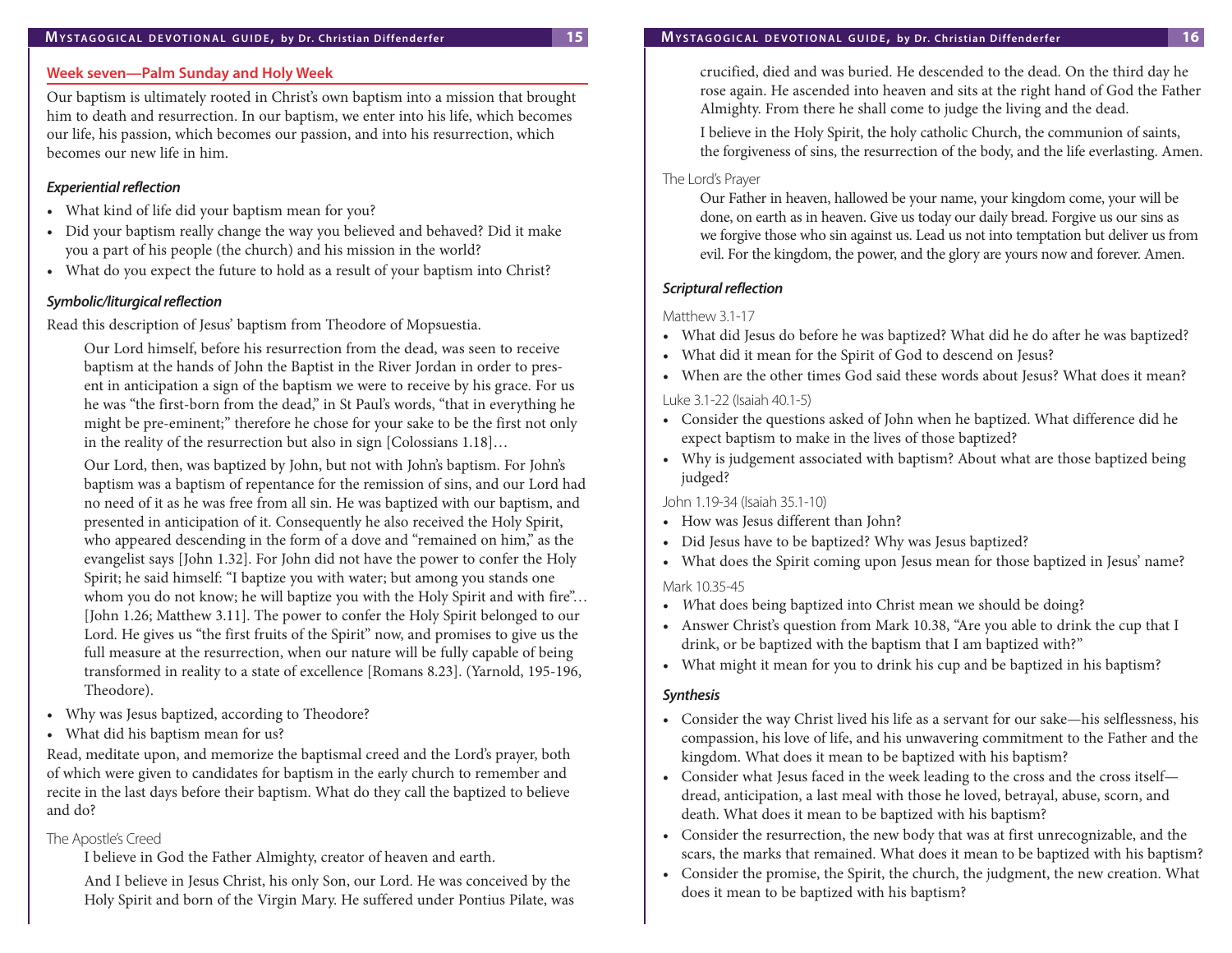## Week seven—Palm Sunday and Holy Week

Our baptism is ultimately rooted in Christ's own baptism into a mission that brought him to death and resurrection. In our baptism, we enter into his life, which becomes our life, his passion, which becomes our passion, and into his resurrection, which becomes our new life in him.

### *Experiential reflection*

- What kind of life did your baptism mean for you?
- Did your baptism really change the way you believed and behaved? Did it make you a part of his people (the church) and his mission in the world?
- What do you expect the future to hold as a result of your baptism into Christ?

### *Symbolic/liturgical reflection*

Read this description of Jesus' baptism from Theodore of Mopsuestia.

> Our Lord himself, before his resurrection from the dead, was seen to receive baptism at the hands of John the Baptist in the River Jordan in order to present in anticipation a sign of the baptism we were to receive by his grace. For us he was "the first-born from the dead," in St Paul's words, "that in everything he might be pre-eminent;" therefore he chose for your sake to be the first not only in the reality of the resurrection but also in sign [Colossians 1.18]…
>
> Our Lord, then, was baptized by John, but not with John's baptism. For John's baptism was a baptism of repentance for the remission of sins, and our Lord had no need of it as he was free from all sin. He was baptized with our baptism, and presented in anticipation of it. Consequently he also received the Holy Spirit, who appeared descending in the form of a dove and "remained on him," as the evangelist says [John 1.32]. For John did not have the power to confer the Holy Spirit; he said himself: "I baptize you with water; but among you stands one whom you do not know; he will baptize you with the Holy Spirit and with fire"… [John 1.26; Matthew 3.11]. The power to confer the Holy Spirit belonged to our Lord. He gives us "the first fruits of the Spirit" now, and promises to give us the full measure at the resurrection, when our nature will be fully capable of being transformed in reality to a state of excellence [Romans 8.23]. (Yarnold, 195-196, Theodore).

- Why was Jesus baptized, according to Theodore?
- What did his baptism mean for us?

Read, meditate upon, and memorize the baptismal creed and the Lord's prayer, both of which were given to candidates for baptism in the early church to remember and recite in the last days before their baptism. What do they call the baptized to believe and do?

The Apostle's Creed

> I believe in God the Father Almighty, creator of heaven and earth.
>
> And I believe in Jesus Christ, his only Son, our Lord. He was conceived by the Holy Spirit and born of the Virgin Mary. He suffered under Pontius Pilate, was crucified, died and was buried. He descended to the dead. On the third day he rose again. He ascended into heaven and sits at the right hand of God the Father Almighty. From there he shall come to judge the living and the dead.
>
> I believe in the Holy Spirit, the holy catholic Church, the communion of saints, the forgiveness of sins, the resurrection of the body, and the life everlasting. Amen.

The Lord's Prayer

> Our Father in heaven, hallowed be your name, your kingdom come, your will be done, on earth as in heaven. Give us today our daily bread. Forgive us our sins as we forgive those who sin against us. Lead us not into temptation but deliver us from evil. For the kingdom, the power, and the glory are yours now and forever. Amen.

### *Scriptural reflection*

Matthew 3.1-17

- What did Jesus do before he was baptized? What did he do after he was baptized?
- What did it mean for the Spirit of God to descend on Jesus?
- When are the other times God said these words about Jesus? What does it mean?

Luke 3.1-22 (Isaiah 40.1-5)

- Consider the questions asked of John when he baptized. What difference did he expect baptism to make in the lives of those baptized?
- Why is judgement associated with baptism? About what are those baptized being judged?

John 1.19-34 (Isaiah 35.1-10)

- How was Jesus different than John?
- Did Jesus have to be baptized? Why was Jesus baptized?
- What does the Spirit coming upon Jesus mean for those baptized in Jesus' name?

Mark 10.35-45

- What does being baptized into Christ mean we should be doing?
- Answer Christ's question from Mark 10.38, "Are you able to drink the cup that I drink, or be baptized with the baptism that I am baptized with?"
- What might it mean for you to drink his cup and be baptized in his baptism?

### *Synthesis*

- Consider the way Christ lived his life as a servant for our sake—his selflessness, his compassion, his love of life, and his unwavering commitment to the Father and the kingdom. What does it mean to be baptized with his baptism?
- Consider what Jesus faced in the week leading to the cross and the cross itself—dread, anticipation, a last meal with those he loved, betrayal, abuse, scorn, and death. What does it mean to be baptized with his baptism?
- Consider the resurrection, the new body that was at first unrecognizable, and the scars, the marks that remained. What does it mean to be baptized with his baptism?
- Consider the promise, the Spirit, the church, the judgment, the new creation. What does it mean to be baptized with his baptism?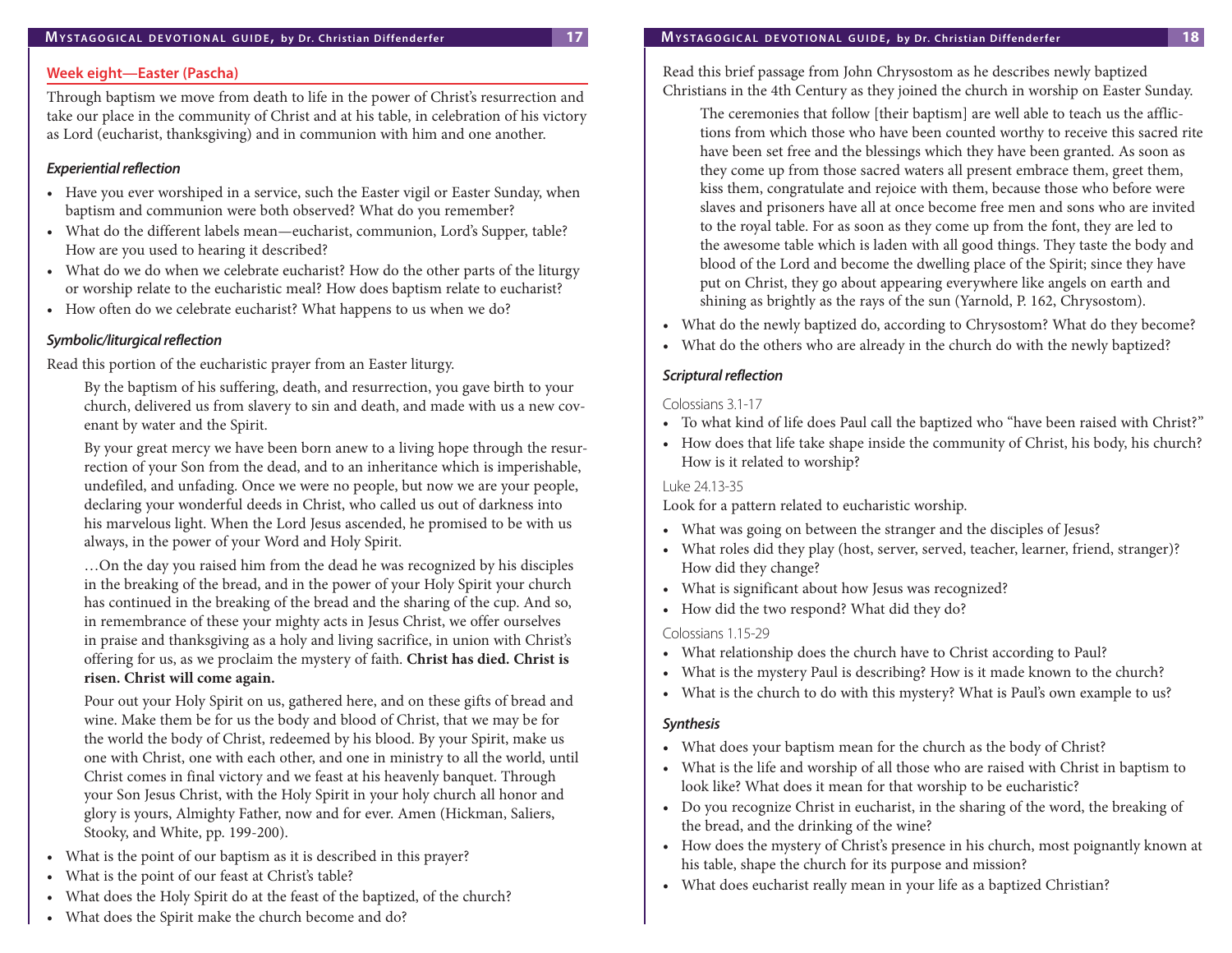## Week eight—Easter (Pascha)

Through baptism we move from death to life in the power of Christ's resurrection and take our place in the community of Christ and at his table, in celebration of his victory as Lord (eucharist, thanksgiving) and in communion with him and one another.

### *Experiential reflection*

- Have you ever worshiped in a service, such the Easter vigil or Easter Sunday, when baptism and communion were both observed? What do you remember?
- What do the different labels mean—eucharist, communion, Lord's Supper, table? How are you used to hearing it described?
- What do we do when we celebrate eucharist? How do the other parts of the liturgy or worship relate to the eucharistic meal? How does baptism relate to eucharist?
- How often do we celebrate eucharist? What happens to us when we do?

### *Symbolic/liturgical reflection*

Read this portion of the eucharistic prayer from an Easter liturgy.

> By the baptism of his suffering, death, and resurrection, you gave birth to your church, delivered us from slavery to sin and death, and made with us a new covenant by water and the Spirit.
>
> By your great mercy we have been born anew to a living hope through the resurrection of your Son from the dead, and to an inheritance which is imperishable, undefiled, and unfading. Once we were no people, but now we are your people, declaring your wonderful deeds in Christ, who called us out of darkness into his marvelous light. When the Lord Jesus ascended, he promised to be with us always, in the power of your Word and Holy Spirit.
>
> …On the day you raised him from the dead he was recognized by his disciples in the breaking of the bread, and in the power of your Holy Spirit your church has continued in the breaking of the bread and the sharing of the cup. And so, in remembrance of these your mighty acts in Jesus Christ, we offer ourselves in praise and thanksgiving as a holy and living sacrifice, in union with Christ's offering for us, as we proclaim the mystery of faith. **Christ has died. Christ is risen. Christ will come again.**
>
> Pour out your Holy Spirit on us, gathered here, and on these gifts of bread and wine. Make them be for us the body and blood of Christ, that we may be for the world the body of Christ, redeemed by his blood. By your Spirit, make us one with Christ, one with each other, and one in ministry to all the world, until Christ comes in final victory and we feast at his heavenly banquet. Through your Son Jesus Christ, with the Holy Spirit in your holy church all honor and glory is yours, Almighty Father, now and for ever. Amen (Hickman, Saliers, Stooky, and White, pp. 199-200).

- What is the point of our baptism as it is described in this prayer?
- What is the point of our feast at Christ's table?
- What does the Holy Spirit do at the feast of the baptized, of the church?
- What does the Spirit make the church become and do?

Read this brief passage from John Chrysostom as he describes newly baptized Christians in the 4th Century as they joined the church in worship on Easter Sunday.

> The ceremonies that follow [their baptism] are well able to teach us the afflictions from which those who have been counted worthy to receive this sacred rite have been set free and the blessings which they have been granted. As soon as they come up from those sacred waters all present embrace them, greet them, kiss them, congratulate and rejoice with them, because those who before were slaves and prisoners have all at once become free men and sons who are invited to the royal table. For as soon as they come up from the font, they are led to the awesome table which is laden with all good things. They taste the body and blood of the Lord and become the dwelling place of the Spirit; since they have put on Christ, they go about appearing everywhere like angels on earth and shining as brightly as the rays of the sun (Yarnold, P. 162, Chrysostom).

- What do the newly baptized do, according to Chrysostom? What do they become?
- What do the others who are already in the church do with the newly baptized?

### *Scriptural reflection*

Colossians 3.1-17

- To what kind of life does Paul call the baptized who "have been raised with Christ?"
- How does that life take shape inside the community of Christ, his body, his church? How is it related to worship?

Luke 24.13-35

Look for a pattern related to eucharistic worship.

- What was going on between the stranger and the disciples of Jesus?
- What roles did they play (host, server, served, teacher, learner, friend, stranger)? How did they change?
- What is significant about how Jesus was recognized?
- How did the two respond? What did they do?

Colossians 1.15-29

- What relationship does the church have to Christ according to Paul?
- What is the mystery Paul is describing? How is it made known to the church?
- What is the church to do with this mystery? What is Paul's own example to us?

### *Synthesis*

- What does your baptism mean for the church as the body of Christ?
- What is the life and worship of all those who are raised with Christ in baptism to look like? What does it mean for that worship to be eucharistic?
- Do you recognize Christ in eucharist, in the sharing of the word, the breaking of the bread, and the drinking of the wine?
- How does the mystery of Christ's presence in his church, most poignantly known at his table, shape the church for its purpose and mission?
- What does eucharist really mean in your life as a baptized Christian?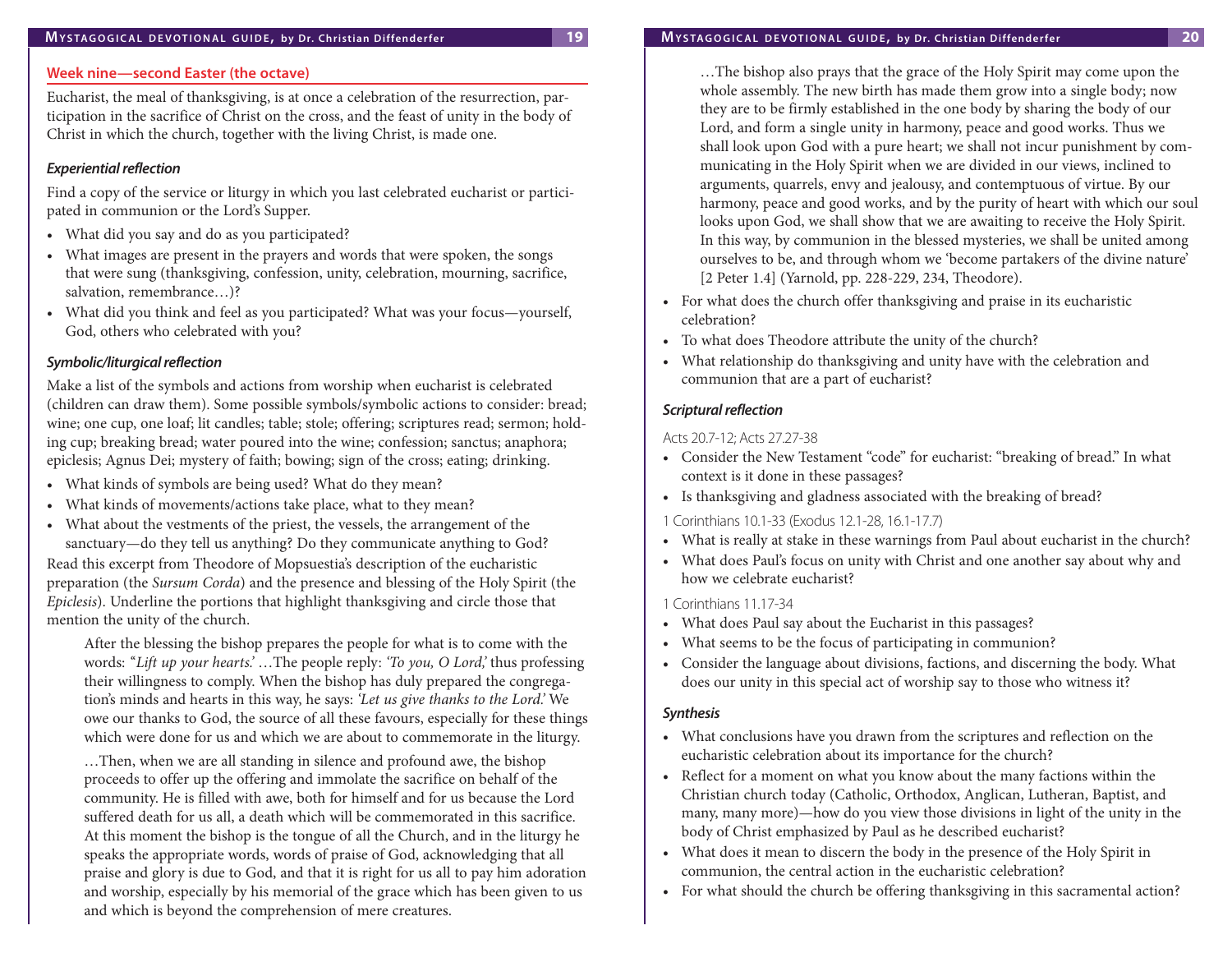## Week nine—second Easter (the octave)

Eucharist, the meal of thanksgiving, is at once a celebration of the resurrection, participation in the sacrifice of Christ on the cross, and the feast of unity in the body of Christ in which the church, together with the living Christ, is made one.

### *Experiential reflection*

Find a copy of the service or liturgy in which you last celebrated eucharist or participated in communion or the Lord's Supper.

- What did you say and do as you participated?
- What images are present in the prayers and words that were spoken, the songs that were sung (thanksgiving, confession, unity, celebration, mourning, sacrifice, salvation, remembrance…)?
- What did you think and feel as you participated? What was your focus—yourself, God, others who celebrated with you?

### *Symbolic/liturgical reflection*

Make a list of the symbols and actions from worship when eucharist is celebrated (children can draw them). Some possible symbols/symbolic actions to consider: bread; wine; one cup, one loaf; lit candles; table; stole; offering; scriptures read; sermon; holding cup; breaking bread; water poured into the wine; confession; sanctus; anaphora; epiclesis; Agnus Dei; mystery of faith; bowing; sign of the cross; eating; drinking.

- What kinds of symbols are being used? What do they mean?
- What kinds of movements/actions take place, what to they mean?
- What about the vestments of the priest, the vessels, the arrangement of the sanctuary—do they tell us anything? Do they communicate anything to God?

Read this excerpt from Theodore of Mopsuestia's description of the eucharistic preparation (the *Sursum Corda*) and the presence and blessing of the Holy Spirit (the *Epiclesis*). Underline the portions that highlight thanksgiving and circle those that mention the unity of the church.

> After the blessing the bishop prepares the people for what is to come with the words: "*Lift up your hearts.*' …The people reply: *'To you, O Lord,'* thus professing their willingness to comply. When the bishop has duly prepared the congregation's minds and hearts in this way, he says: *'Let us give thanks to the Lord.'* We owe our thanks to God, the source of all these favours, especially for these things which were done for us and which we are about to commemorate in the liturgy.
>
> …Then, when we are all standing in silence and profound awe, the bishop proceeds to offer up the offering and immolate the sacrifice on behalf of the community. He is filled with awe, both for himself and for us because the Lord suffered death for us all, a death which will be commemorated in this sacrifice. At this moment the bishop is the tongue of all the Church, and in the liturgy he speaks the appropriate words, words of praise of God, acknowledging that all praise and glory is due to God, and that it is right for us all to pay him adoration and worship, especially by his memorial of the grace which has been given to us and which is beyond the comprehension of mere creatures.
>
> …The bishop also prays that the grace of the Holy Spirit may come upon the whole assembly. The new birth has made them grow into a single body; now they are to be firmly established in the one body by sharing the body of our Lord, and form a single unity in harmony, peace and good works. Thus we shall look upon God with a pure heart; we shall not incur punishment by communicating in the Holy Spirit when we are divided in our views, inclined to arguments, quarrels, envy and jealousy, and contemptuous of virtue. By our harmony, peace and good works, and by the purity of heart with which our soul looks upon God, we shall show that we are awaiting to receive the Holy Spirit. In this way, by communion in the blessed mysteries, we shall be united among ourselves to be, and through whom we 'become partakers of the divine nature' [2 Peter 1.4] (Yarnold, pp. 228-229, 234, Theodore).

- For what does the church offer thanksgiving and praise in its eucharistic celebration?
- To what does Theodore attribute the unity of the church?
- What relationship do thanksgiving and unity have with the celebration and communion that are a part of eucharist?

### *Scriptural reflection*

Acts 20.7-12; Acts 27.27-38

- Consider the New Testament "code" for eucharist: "breaking of bread." In what context is it done in these passages?
- Is thanksgiving and gladness associated with the breaking of bread?

1 Corinthians 10.1-33 (Exodus 12.1-28, 16.1-17.7)

- What is really at stake in these warnings from Paul about eucharist in the church?
- What does Paul's focus on unity with Christ and one another say about why and how we celebrate eucharist?

1 Corinthians 11.17-34

- What does Paul say about the Eucharist in this passages?
- What seems to be the focus of participating in communion?
- Consider the language about divisions, factions, and discerning the body. What does our unity in this special act of worship say to those who witness it?

### *Synthesis*

- What conclusions have you drawn from the scriptures and reflection on the eucharistic celebration about its importance for the church?
- Reflect for a moment on what you know about the many factions within the Christian church today (Catholic, Orthodox, Anglican, Lutheran, Baptist, and many, many more)—how do you view those divisions in light of the unity in the body of Christ emphasized by Paul as he described eucharist?
- What does it mean to discern the body in the presence of the Holy Spirit in communion, the central action in the eucharistic celebration?
- For what should the church be offering thanksgiving in this sacramental action?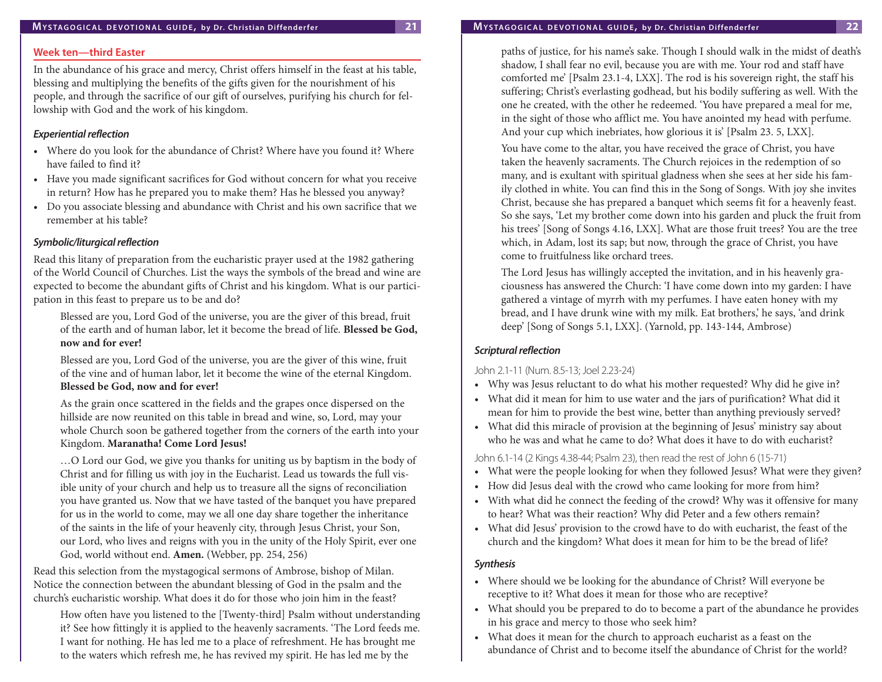## Week ten—third Easter

In the abundance of his grace and mercy, Christ offers himself in the feast at his table, blessing and multiplying the benefits of the gifts given for the nourishment of his people, and through the sacrifice of our gift of ourselves, purifying his church for fellowship with God and the work of his kingdom.

### *Experiential reflection*

- Where do you look for the abundance of Christ? Where have you found it? Where have failed to find it?
- Have you made significant sacrifices for God without concern for what you receive in return? How has he prepared you to make them? Has he blessed you anyway?
- Do you associate blessing and abundance with Christ and his own sacrifice that we remember at his table?

### *Symbolic/liturgical reflection*

Read this litany of preparation from the eucharistic prayer used at the 1982 gathering of the World Council of Churches. List the ways the symbols of the bread and wine are expected to become the abundant gifts of Christ and his kingdom. What is our participation in this feast to prepare us to be and do?

> Blessed are you, Lord God of the universe, you are the giver of this bread, fruit of the earth and of human labor, let it become the bread of life. **Blessed be God, now and for ever!**
>
> Blessed are you, Lord God of the universe, you are the giver of this wine, fruit of the vine and of human labor, let it become the wine of the eternal Kingdom. **Blessed be God, now and for ever!**
>
> As the grain once scattered in the fields and the grapes once dispersed on the hillside are now reunited on this table in bread and wine, so, Lord, may your whole Church soon be gathered together from the corners of the earth into your Kingdom. **Maranatha! Come Lord Jesus!**
>
> …O Lord our God, we give you thanks for uniting us by baptism in the body of Christ and for filling us with joy in the Eucharist. Lead us towards the full visible unity of your church and help us to treasure all the signs of reconciliation you have granted us. Now that we have tasted of the banquet you have prepared for us in the world to come, may we all one day share together the inheritance of the saints in the life of your heavenly city, through Jesus Christ, your Son, our Lord, who lives and reigns with you in the unity of the Holy Spirit, ever one God, world without end. **Amen.** (Webber, pp. 254, 256)

Read this selection from the mystagogical sermons of Ambrose, bishop of Milan. Notice the connection between the abundant blessing of God in the psalm and the church's eucharistic worship. What does it do for those who join him in the feast?

> How often have you listened to the [Twenty-third] Psalm without understanding it? See how fittingly it is applied to the heavenly sacraments. 'The Lord feeds me. I want for nothing. He has led me to a place of refreshment. He has brought me to the waters which refresh me, he has revived my spirit. He has led me by the paths of justice, for his name's sake. Though I should walk in the midst of death's shadow, I shall fear no evil, because you are with me. Your rod and staff have comforted me' [Psalm 23.1-4, LXX]. The rod is his sovereign right, the staff his suffering; Christ's everlasting godhead, but his bodily suffering as well. With the one he created, with the other he redeemed. 'You have prepared a meal for me, in the sight of those who afflict me. You have anointed my head with perfume. And your cup which inebriates, how glorious it is' [Psalm 23. 5, LXX].
>
> You have come to the altar, you have received the grace of Christ, you have taken the heavenly sacraments. The Church rejoices in the redemption of so many, and is exultant with spiritual gladness when she sees at her side his family clothed in white. You can find this in the Song of Songs. With joy she invites Christ, because she has prepared a banquet which seems fit for a heavenly feast. So she says, 'Let my brother come down into his garden and pluck the fruit from his trees' [Song of Songs 4.16, LXX]. What are those fruit trees? You are the tree which, in Adam, lost its sap; but now, through the grace of Christ, you have come to fruitfulness like orchard trees.
>
> The Lord Jesus has willingly accepted the invitation, and in his heavenly graciousness has answered the Church: 'I have come down into my garden: I have gathered a vintage of myrrh with my perfumes. I have eaten honey with my bread, and I have drunk wine with my milk. Eat brothers,' he says, 'and drink deep' [Song of Songs 5.1, LXX]. (Yarnold, pp. 143-144, Ambrose)

### *Scriptural reflection*

John 2.1-11 (Num. 8.5-13; Joel 2.23-24)

- Why was Jesus reluctant to do what his mother requested? Why did he give in?
- What did it mean for him to use water and the jars of purification? What did it mean for him to provide the best wine, better than anything previously served?
- What did this miracle of provision at the beginning of Jesus' ministry say about who he was and what he came to do? What does it have to do with eucharist?

John 6.1-14 (2 Kings 4.38-44; Psalm 23), then read the rest of John 6 (15-71)

- What were the people looking for when they followed Jesus? What were they given?
- How did Jesus deal with the crowd who came looking for more from him?
- With what did he connect the feeding of the crowd? Why was it offensive for many to hear? What was their reaction? Why did Peter and a few others remain?
- What did Jesus' provision to the crowd have to do with eucharist, the feast of the church and the kingdom? What does it mean for him to be the bread of life?

### *Synthesis*

- Where should we be looking for the abundance of Christ? Will everyone be receptive to it? What does it mean for those who are receptive?
- What should you be prepared to do to become a part of the abundance he provides in his grace and mercy to those who seek him?
- What does it mean for the church to approach eucharist as a feast on the abundance of Christ and to become itself the abundance of Christ for the world?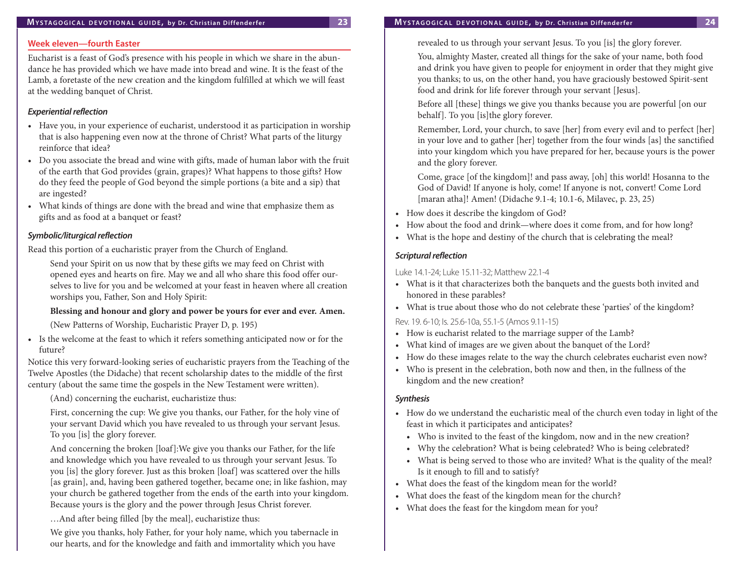## Week eleven—fourth Easter

Eucharist is a feast of God's presence with his people in which we share in the abundance he has provided which we have made into bread and wine. It is the feast of the Lamb, a foretaste of the new creation and the kingdom fulfilled at which we will feast at the wedding banquet of Christ.

### *Experiential reflection*

- Have you, in your experience of eucharist, understood it as participation in worship that is also happening even now at the throne of Christ? What parts of the liturgy reinforce that idea?
- Do you associate the bread and wine with gifts, made of human labor with the fruit of the earth that God provides (grain, grapes)? What happens to those gifts? How do they feed the people of God beyond the simple portions (a bite and a sip) that are ingested?
- What kinds of things are done with the bread and wine that emphasize them as gifts and as food at a banquet or feast?

### *Symbolic/liturgical reflection*

Read this portion of a eucharistic prayer from the Church of England.

> Send your Spirit on us now that by these gifts we may feed on Christ with opened eyes and hearts on fire. May we and all who share this food offer ourselves to live for you and be welcomed at your feast in heaven where all creation worships you, Father, Son and Holy Spirit:
>
> **Blessing and honour and glory and power be yours for ever and ever. Amen.**
>
> (New Patterns of Worship, Eucharistic Prayer D, p. 195)

- Is the welcome at the feast to which it refers something anticipated now or for the future?

Notice this very forward-looking series of eucharistic prayers from the Teaching of the Twelve Apostles (the Didache) that recent scholarship dates to the middle of the first century (about the same time the gospels in the New Testament were written).

> (And) concerning the eucharist, eucharistize thus:
>
> First, concerning the cup: We give you thanks, our Father, for the holy vine of your servant David which you have revealed to us through your servant Jesus. To you [is] the glory forever.
>
> And concerning the broken [loaf]:We give you thanks our Father, for the life and knowledge which you have revealed to us through your servant Jesus. To you [is] the glory forever. Just as this broken [loaf] was scattered over the hills [as grain], and, having been gathered together, became one; in like fashion, may your church be gathered together from the ends of the earth into your kingdom. Because yours is the glory and the power through Jesus Christ forever.
>
> …And after being filled [by the meal], eucharistize thus:
>
> We give you thanks, holy Father, for your holy name, which you tabernacle in our hearts, and for the knowledge and faith and immortality which you have revealed to us through your servant Jesus. To you [is] the glory forever.
>
> You, almighty Master, created all things for the sake of your name, both food and drink you have given to people for enjoyment in order that they might give you thanks; to us, on the other hand, you have graciously bestowed Spirit-sent food and drink for life forever through your servant [Jesus].
>
> Before all [these] things we give you thanks because you are powerful [on our behalf]. To you [is]the glory forever.
>
> Remember, Lord, your church, to save [her] from every evil and to perfect [her] in your love and to gather [her] together from the four winds [as] the sanctified into your kingdom which you have prepared for her, because yours is the power and the glory forever.
>
> Come, grace [of the kingdom]! and pass away, [oh] this world! Hosanna to the God of David! If anyone is holy, come! If anyone is not, convert! Come Lord [maran atha]! Amen! (Didache 9.1-4; 10.1-6, Milavec, p. 23, 25)

- How does it describe the kingdom of God?
- How about the food and drink—where does it come from, and for how long?
- What is the hope and destiny of the church that is celebrating the meal?

### *Scriptural reflection*

Luke 14.1-24; Luke 15.11-32; Matthew 22.1-4

- What is it that characterizes both the banquets and the guests both invited and honored in these parables?
- What is true about those who do not celebrate these 'parties' of the kingdom?

Rev. 19. 6-10; Is. 25.6-10a, 55.1-5 (Amos 9.11-15)

- How is eucharist related to the marriage supper of the Lamb?
- What kind of images are we given about the banquet of the Lord?
- How do these images relate to the way the church celebrates eucharist even now?
- Who is present in the celebration, both now and then, in the fullness of the kingdom and the new creation?

### *Synthesis*

- How do we understand the eucharistic meal of the church even today in light of the feast in which it participates and anticipates?
  - Who is invited to the feast of the kingdom, now and in the new creation?
  - Why the celebration? What is being celebrated? Who is being celebrated?
  - What is being served to those who are invited? What is the quality of the meal? Is it enough to fill and to satisfy?
- What does the feast of the kingdom mean for the world?
- What does the feast of the kingdom mean for the church?
- What does the feast for the kingdom mean for you?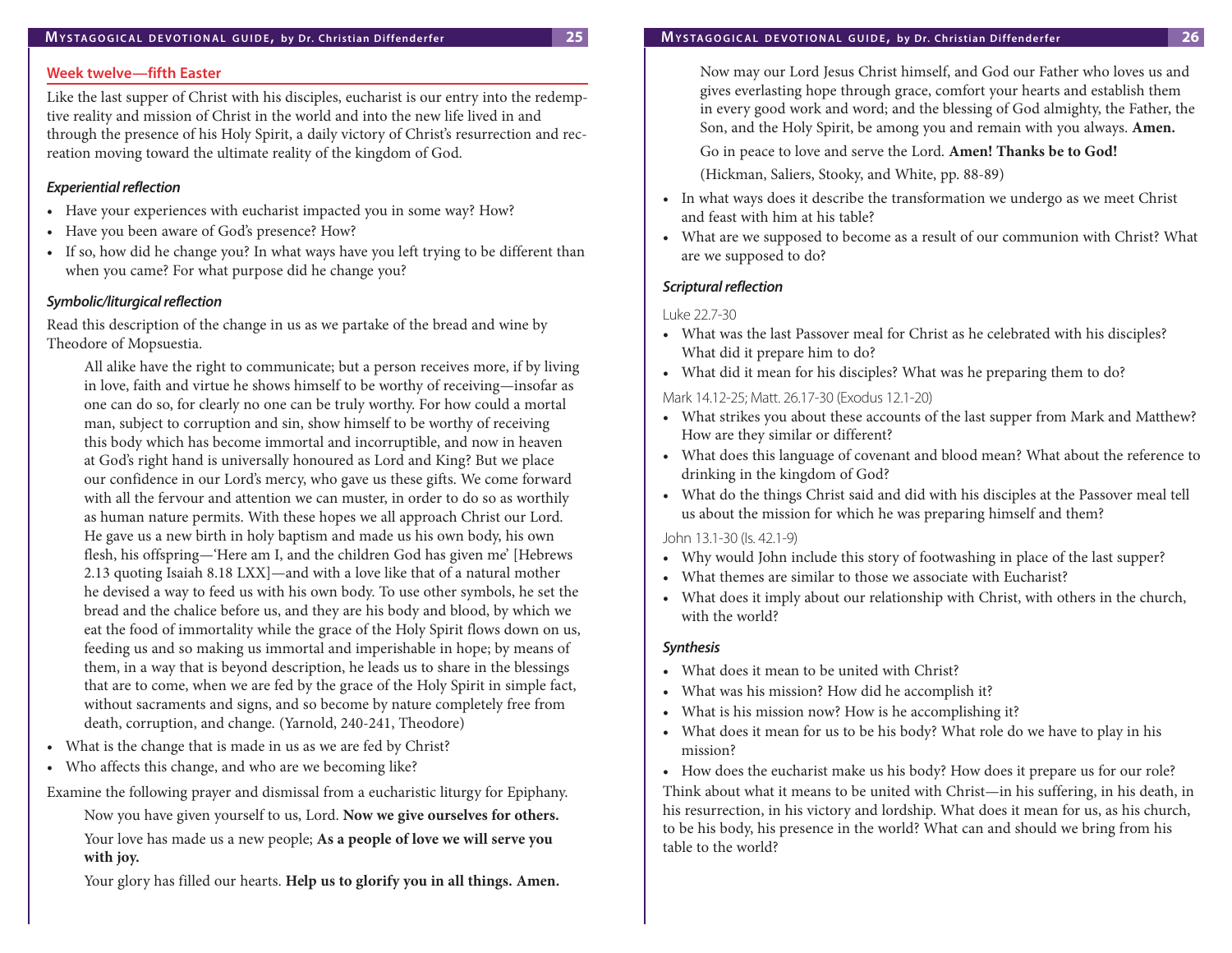## Week twelve—fifth Easter

Like the last supper of Christ with his disciples, eucharist is our entry into the redemptive reality and mission of Christ in the world and into the new life lived in and through the presence of his Holy Spirit, a daily victory of Christ's resurrection and recreation moving toward the ultimate reality of the kingdom of God.

### *Experiential reflection*

- Have your experiences with eucharist impacted you in some way? How?
- Have you been aware of God's presence? How?
- If so, how did he change you? In what ways have you left trying to be different than when you came? For what purpose did he change you?

### *Symbolic/liturgical reflection*

Read this description of the change in us as we partake of the bread and wine by Theodore of Mopsuestia.

> All alike have the right to communicate; but a person receives more, if by living in love, faith and virtue he shows himself to be worthy of receiving—insofar as one can do so, for clearly no one can be truly worthy. For how could a mortal man, subject to corruption and sin, show himself to be worthy of receiving this body which has become immortal and incorruptible, and now in heaven at God's right hand is universally honoured as Lord and King? But we place our confidence in our Lord's mercy, who gave us these gifts. We come forward with all the fervour and attention we can muster, in order to do so as worthily as human nature permits. With these hopes we all approach Christ our Lord. He gave us a new birth in holy baptism and made us his own body, his own flesh, his offspring—'Here am I, and the children God has given me' [Hebrews 2.13 quoting Isaiah 8.18 LXX]—and with a love like that of a natural mother he devised a way to feed us with his own body. To use other symbols, he set the bread and the chalice before us, and they are his body and blood, by which we eat the food of immortality while the grace of the Holy Spirit flows down on us, feeding us and so making us immortal and imperishable in hope; by means of them, in a way that is beyond description, he leads us to share in the blessings that are to come, when we are fed by the grace of the Holy Spirit in simple fact, without sacraments and signs, and so become by nature completely free from death, corruption, and change. (Yarnold, 240-241, Theodore)

- What is the change that is made in us as we are fed by Christ?
- Who affects this change, and who are we becoming like?

Examine the following prayer and dismissal from a eucharistic liturgy for Epiphany.

> Now you have given yourself to us, Lord. **Now we give ourselves for others.**
>
> Your love has made us a new people; **As a people of love we will serve you with joy.**
>
> Your glory has filled our hearts. **Help us to glorify you in all things. Amen.**
>
> Now may our Lord Jesus Christ himself, and God our Father who loves us and gives everlasting hope through grace, comfort your hearts and establish them in every good work and word; and the blessing of God almighty, the Father, the Son, and the Holy Spirit, be among you and remain with you always. **Amen.**
>
> Go in peace to love and serve the Lord. **Amen! Thanks be to God!**
>
> (Hickman, Saliers, Stooky, and White, pp. 88-89)

- In what ways does it describe the transformation we undergo as we meet Christ and feast with him at his table?
- What are we supposed to become as a result of our communion with Christ? What are we supposed to do?

### *Scriptural reflection*

Luke 22.7-30

- What was the last Passover meal for Christ as he celebrated with his disciples? What did it prepare him to do?
- What did it mean for his disciples? What was he preparing them to do?

Mark 14.12-25; Matt. 26.17-30 (Exodus 12.1-20)

- What strikes you about these accounts of the last supper from Mark and Matthew? How are they similar or different?
- What does this language of covenant and blood mean? What about the reference to drinking in the kingdom of God?
- What do the things Christ said and did with his disciples at the Passover meal tell us about the mission for which he was preparing himself and them?

John 13.1-30 (Is. 42.1-9)

- Why would John include this story of footwashing in place of the last supper?
- What themes are similar to those we associate with Eucharist?
- What does it imply about our relationship with Christ, with others in the church, with the world?

### *Synthesis*

- What does it mean to be united with Christ?
- What was his mission? How did he accomplish it?
- What is his mission now? How is he accomplishing it?
- What does it mean for us to be his body? What role do we have to play in his mission?
- How does the eucharist make us his body? How does it prepare us for our role?

Think about what it means to be united with Christ—in his suffering, in his death, in his resurrection, in his victory and lordship. What does it mean for us, as his church, to be his body, his presence in the world? What can and should we bring from his table to the world?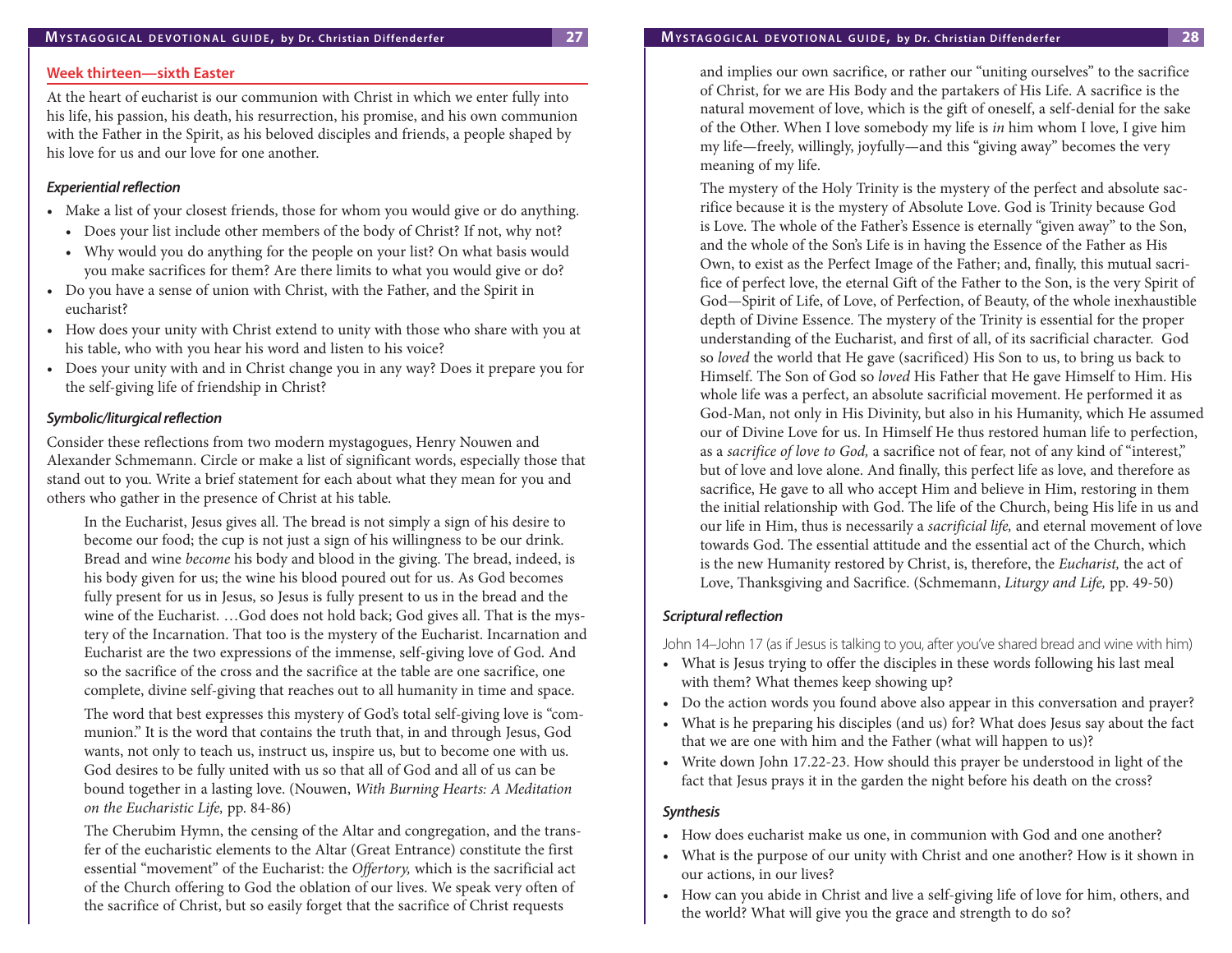## Week thirteen—sixth Easter

At the heart of eucharist is our communion with Christ in which we enter fully into his life, his passion, his death, his resurrection, his promise, and his own communion with the Father in the Spirit, as his beloved disciples and friends, a people shaped by his love for us and our love for one another.

### *Experiential reflection*

- Make a list of your closest friends, those for whom you would give or do anything.
  - Does your list include other members of the body of Christ? If not, why not?
  - Why would you do anything for the people on your list? On what basis would you make sacrifices for them? Are there limits to what you would give or do?
- Do you have a sense of union with Christ, with the Father, and the Spirit in eucharist?
- How does your unity with Christ extend to unity with those who share with you at his table, who with you hear his word and listen to his voice?
- Does your unity with and in Christ change you in any way? Does it prepare you for the self-giving life of friendship in Christ?

### *Symbolic/liturgical reflection*

Consider these reflections from two modern mystagogues, Henry Nouwen and Alexander Schmemann. Circle or make a list of significant words, especially those that stand out to you. Write a brief statement for each about what they mean for you and others who gather in the presence of Christ at his table.

> In the Eucharist, Jesus gives all. The bread is not simply a sign of his desire to become our food; the cup is not just a sign of his willingness to be our drink. Bread and wine *become* his body and blood in the giving. The bread, indeed, is his body given for us; the wine his blood poured out for us. As God becomes fully present for us in Jesus, so Jesus is fully present to us in the bread and the wine of the Eucharist. …God does not hold back; God gives all. That is the mystery of the Incarnation. That too is the mystery of the Eucharist. Incarnation and Eucharist are the two expressions of the immense, self-giving love of God. And so the sacrifice of the cross and the sacrifice at the table are one sacrifice, one complete, divine self-giving that reaches out to all humanity in time and space.
>
> The word that best expresses this mystery of God's total self-giving love is "communion." It is the word that contains the truth that, in and through Jesus, God wants, not only to teach us, instruct us, inspire us, but to become one with us. God desires to be fully united with us so that all of God and all of us can be bound together in a lasting love. (Nouwen, *With Burning Hearts: A Meditation on the Eucharistic Life,* pp. 84-86)
>
> The Cherubim Hymn, the censing of the Altar and congregation, and the transfer of the eucharistic elements to the Altar (Great Entrance) constitute the first essential "movement" of the Eucharist: the *Offertory,* which is the sacrificial act of the Church offering to God the oblation of our lives. We speak very often of the sacrifice of Christ, but so easily forget that the sacrifice of Christ requests and implies our own sacrifice, or rather our "uniting ourselves" to the sacrifice of Christ, for we are His Body and the partakers of His Life. A sacrifice is the natural movement of love, which is the gift of oneself, a self-denial for the sake of the Other. When I love somebody my life is *in* him whom I love, I give him my life—freely, willingly, joyfully—and this "giving away" becomes the very meaning of my life.
>
> The mystery of the Holy Trinity is the mystery of the perfect and absolute sacrifice because it is the mystery of Absolute Love. God is Trinity because God is Love. The whole of the Father's Essence is eternally "given away" to the Son, and the whole of the Son's Life is in having the Essence of the Father as His Own, to exist as the Perfect Image of the Father; and, finally, this mutual sacrifice of perfect love, the eternal Gift of the Father to the Son, is the very Spirit of God—Spirit of Life, of Love, of Perfection, of Beauty, of the whole inexhaustible depth of Divine Essence. The mystery of the Trinity is essential for the proper understanding of the Eucharist, and first of all, of its sacrificial character. God so *loved* the world that He gave (sacrificed) His Son to us, to bring us back to Himself. The Son of God so *loved* His Father that He gave Himself to Him. His whole life was a perfect, an absolute sacrificial movement. He performed it as God-Man, not only in His Divinity, but also in his Humanity, which He assumed our of Divine Love for us. In Himself He thus restored human life to perfection, as a *sacrifice of love to God,* a sacrifice not of fear, not of any kind of "interest," but of love and love alone. And finally, this perfect life as love, and therefore as sacrifice, He gave to all who accept Him and believe in Him, restoring in them the initial relationship with God. The life of the Church, being His life in us and our life in Him, thus is necessarily a *sacrificial life,* and eternal movement of love towards God. The essential attitude and the essential act of the Church, which is the new Humanity restored by Christ, is, therefore, the *Eucharist,* the act of Love, Thanksgiving and Sacrifice. (Schmemann, *Liturgy and Life,* pp. 49-50)

### *Scriptural reflection*

John 14–John 17 (as if Jesus is talking to you, after you've shared bread and wine with him)

- What is Jesus trying to offer the disciples in these words following his last meal with them? What themes keep showing up?
- Do the action words you found above also appear in this conversation and prayer?
- What is he preparing his disciples (and us) for? What does Jesus say about the fact that we are one with him and the Father (what will happen to us)?
- Write down John 17.22-23. How should this prayer be understood in light of the fact that Jesus prays it in the garden the night before his death on the cross?

### *Synthesis*

- How does eucharist make us one, in communion with God and one another?
- What is the purpose of our unity with Christ and one another? How is it shown in our actions, in our lives?
- How can you abide in Christ and live a self-giving life of love for him, others, and the world? What will give you the grace and strength to do so?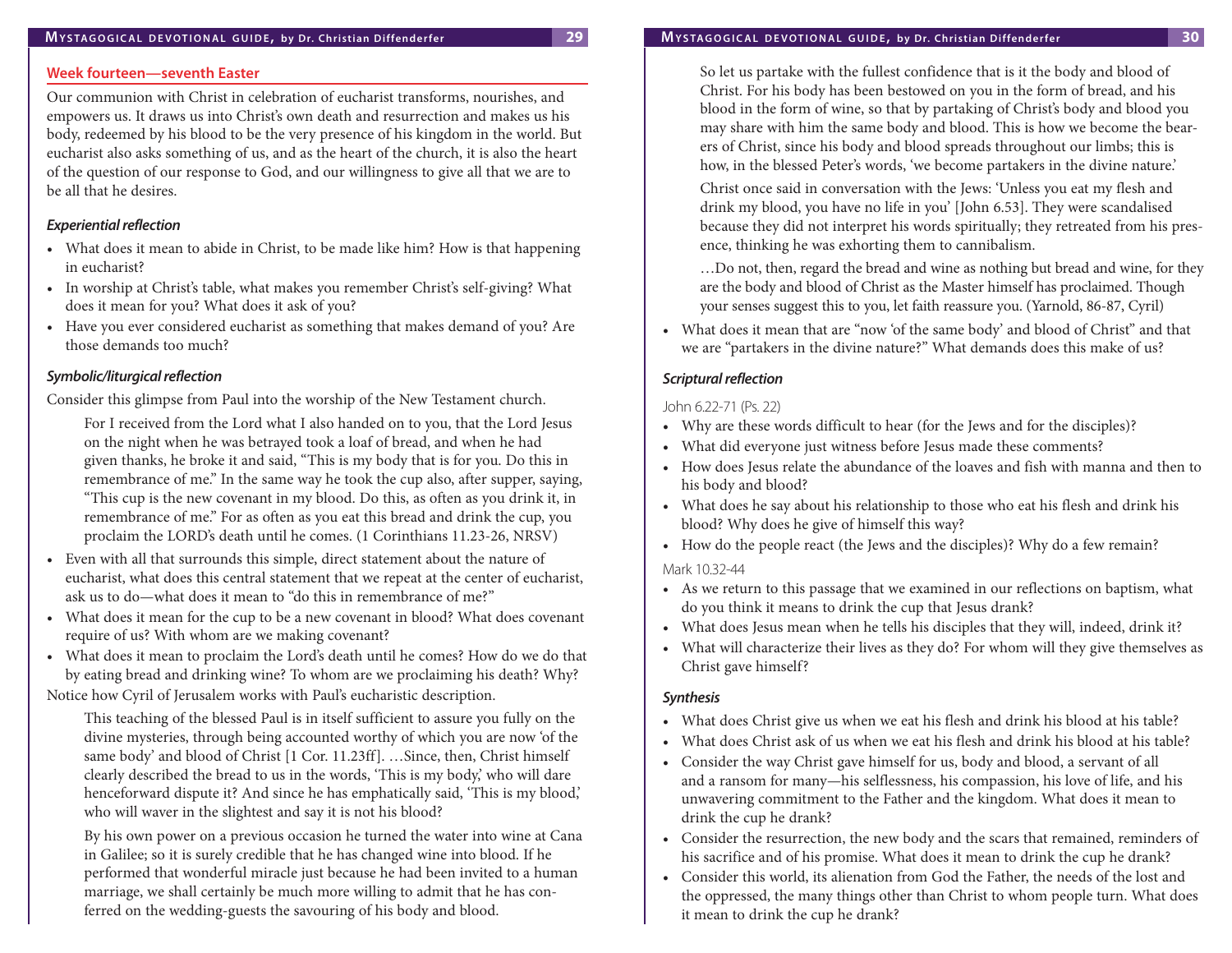## Week fourteen—seventh Easter

Our communion with Christ in celebration of eucharist transforms, nourishes, and empowers us. It draws us into Christ's own death and resurrection and makes us his body, redeemed by his blood to be the very presence of his kingdom in the world. But eucharist also asks something of us, and as the heart of the church, it is also the heart of the question of our response to God, and our willingness to give all that we are to be all that he desires.

### *Experiential reflection*

- What does it mean to abide in Christ, to be made like him? How is that happening in eucharist?
- In worship at Christ's table, what makes you remember Christ's self-giving? What does it mean for you? What does it ask of you?
- Have you ever considered eucharist as something that makes demand of you? Are those demands too much?

### *Symbolic/liturgical reflection*

Consider this glimpse from Paul into the worship of the New Testament church.

> For I received from the Lord what I also handed on to you, that the Lord Jesus on the night when he was betrayed took a loaf of bread, and when he had given thanks, he broke it and said, "This is my body that is for you. Do this in remembrance of me." In the same way he took the cup also, after supper, saying, "This cup is the new covenant in my blood. Do this, as often as you drink it, in remembrance of me." For as often as you eat this bread and drink the cup, you proclaim the LORD's death until he comes. (1 Corinthians 11.23-26, NRSV)

- Even with all that surrounds this simple, direct statement about the nature of eucharist, what does this central statement that we repeat at the center of eucharist, ask us to do—what does it mean to "do this in remembrance of me?"
- What does it mean for the cup to be a new covenant in blood? What does covenant require of us? With whom are we making covenant?
- What does it mean to proclaim the Lord's death until he comes? How do we do that by eating bread and drinking wine? To whom are we proclaiming his death? Why?

Notice how Cyril of Jerusalem works with Paul's eucharistic description.

> This teaching of the blessed Paul is in itself sufficient to assure you fully on the divine mysteries, through being accounted worthy of which you are now 'of the same body' and blood of Christ [1 Cor. 11.23ff]. …Since, then, Christ himself clearly described the bread to us in the words, 'This is my body,' who will dare henceforward dispute it? And since he has emphatically said, 'This is my blood,' who will waver in the slightest and say it is not his blood?
>
> By his own power on a previous occasion he turned the water into wine at Cana in Galilee; so it is surely credible that he has changed wine into blood. If he performed that wonderful miracle just because he had been invited to a human marriage, we shall certainly be much more willing to admit that he has conferred on the wedding-guests the savouring of his body and blood.
>
> So let us partake with the fullest confidence that is it the body and blood of Christ. For his body has been bestowed on you in the form of bread, and his blood in the form of wine, so that by partaking of Christ's body and blood you may share with him the same body and blood. This is how we become the bearers of Christ, since his body and blood spreads throughout our limbs; this is how, in the blessed Peter's words, 'we become partakers in the divine nature.'
>
> Christ once said in conversation with the Jews: 'Unless you eat my flesh and drink my blood, you have no life in you' [John 6.53]. They were scandalised because they did not interpret his words spiritually; they retreated from his presence, thinking he was exhorting them to cannibalism.
>
> …Do not, then, regard the bread and wine as nothing but bread and wine, for they are the body and blood of Christ as the Master himself has proclaimed. Though your senses suggest this to you, let faith reassure you. (Yarnold, 86-87, Cyril)

- What does it mean that are "now 'of the same body' and blood of Christ" and that we are "partakers in the divine nature?" What demands does this make of us?

### *Scriptural reflection*

John 6.22-71 (Ps. 22)

- Why are these words difficult to hear (for the Jews and for the disciples)?
- What did everyone just witness before Jesus made these comments?
- How does Jesus relate the abundance of the loaves and fish with manna and then to his body and blood?
- What does he say about his relationship to those who eat his flesh and drink his blood? Why does he give of himself this way?
- How do the people react (the Jews and the disciples)? Why do a few remain?

Mark 10.32-44

- As we return to this passage that we examined in our reflections on baptism, what do you think it means to drink the cup that Jesus drank?
- What does Jesus mean when he tells his disciples that they will, indeed, drink it?
- What will characterize their lives as they do? For whom will they give themselves as Christ gave himself?

### *Synthesis*

- What does Christ give us when we eat his flesh and drink his blood at his table?
- What does Christ ask of us when we eat his flesh and drink his blood at his table?
- Consider the way Christ gave himself for us, body and blood, a servant of all and a ransom for many—his selflessness, his compassion, his love of life, and his unwavering commitment to the Father and the kingdom. What does it mean to drink the cup he drank?
- Consider the resurrection, the new body and the scars that remained, reminders of his sacrifice and of his promise. What does it mean to drink the cup he drank?
- Consider this world, its alienation from God the Father, the needs of the lost and the oppressed, the many things other than Christ to whom people turn. What does it mean to drink the cup he drank?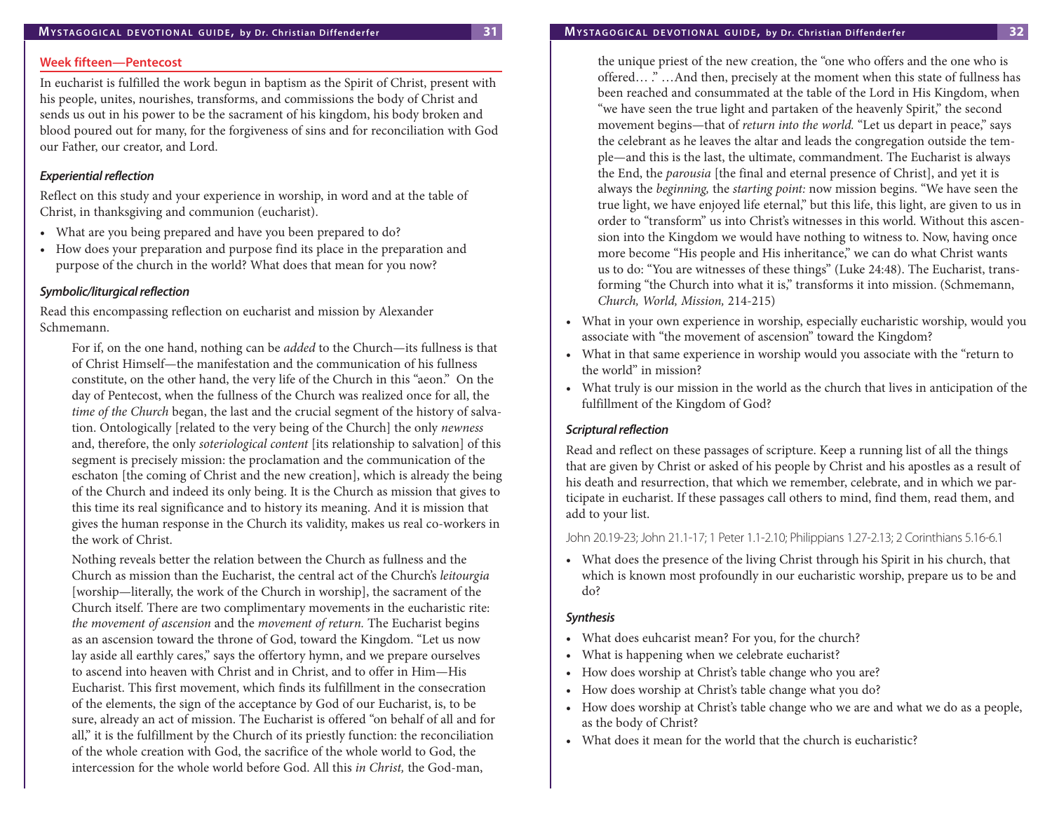## Week fifteen—Pentecost

In eucharist is fulfilled the work begun in baptism as the Spirit of Christ, present with his people, unites, nourishes, transforms, and commissions the body of Christ and sends us out in his power to be the sacrament of his kingdom, his body broken and blood poured out for many, for the forgiveness of sins and for reconciliation with God our Father, our creator, and Lord.

### *Experiential reflection*

Reflect on this study and your experience in worship, in word and at the table of Christ, in thanksgiving and communion (eucharist).

- What are you being prepared and have you been prepared to do?
- How does your preparation and purpose find its place in the preparation and purpose of the church in the world? What does that mean for you now?

### *Symbolic/liturgical reflection*

Read this encompassing reflection on eucharist and mission by Alexander Schmemann.

> For if, on the one hand, nothing can be *added* to the Church—its fullness is that of Christ Himself—the manifestation and the communication of his fullness constitute, on the other hand, the very life of the Church in this "aeon." On the day of Pentecost, when the fullness of the Church was realized once for all, the *time of the Church* began, the last and the crucial segment of the history of salvation. Ontologically [related to the very being of the Church] the only *newness* and, therefore, the only *soteriological content* [its relationship to salvation] of this segment is precisely mission: the proclamation and the communication of the eschaton [the coming of Christ and the new creation], which is already the being of the Church and indeed its only being. It is the Church as mission that gives to this time its real significance and to history its meaning. And it is mission that gives the human response in the Church its validity, makes us real co-workers in the work of Christ.
>
> Nothing reveals better the relation between the Church as fullness and the Church as mission than the Eucharist, the central act of the Church's *leitourgia* [worship—literally, the work of the Church in worship], the sacrament of the Church itself. There are two complimentary movements in the eucharistic rite: *the movement of ascension* and the *movement of return.* The Eucharist begins as an ascension toward the throne of God, toward the Kingdom. "Let us now lay aside all earthly cares," says the offertory hymn, and we prepare ourselves to ascend into heaven with Christ and in Christ, and to offer in Him—His Eucharist. This first movement, which finds its fulfillment in the consecration of the elements, the sign of the acceptance by God of our Eucharist, is, to be sure, already an act of mission. The Eucharist is offered "on behalf of all and for all," it is the fulfillment by the Church of its priestly function: the reconciliation of the whole creation with God, the sacrifice of the whole world to God, the intercession for the whole world before God. All this *in Christ,* the God-man, the unique priest of the new creation, the "one who offers and the one who is offered… ." …And then, precisely at the moment when this state of fullness has been reached and consummated at the table of the Lord in His Kingdom, when "we have seen the true light and partaken of the heavenly Spirit," the second movement begins—that of *return into the world.* "Let us depart in peace," says the celebrant as he leaves the altar and leads the congregation outside the temple—and this is the last, the ultimate, commandment. The Eucharist is always the End, the *parousia* [the final and eternal presence of Christ], and yet it is always the *beginning,* the *starting point:* now mission begins. "We have seen the true light, we have enjoyed life eternal," but this life, this light, are given to us in order to "transform" us into Christ's witnesses in this world. Without this ascension into the Kingdom we would have nothing to witness to. Now, having once more become "His people and His inheritance," we can do what Christ wants us to do: "You are witnesses of these things" (Luke 24:48). The Eucharist, transforming "the Church into what it is," transforms it into mission. (Schmemann, *Church, World, Mission,* 214-215)

- What in your own experience in worship, especially eucharistic worship, would you associate with "the movement of ascension" toward the Kingdom?
- What in that same experience in worship would you associate with the "return to the world" in mission?
- What truly is our mission in the world as the church that lives in anticipation of the fulfillment of the Kingdom of God?

### *Scriptural reflection*

Read and reflect on these passages of scripture. Keep a running list of all the things that are given by Christ or asked of his people by Christ and his apostles as a result of his death and resurrection, that which we remember, celebrate, and in which we participate in eucharist. If these passages call others to mind, find them, read them, and add to your list.

John 20.19-23; John 21.1-17; 1 Peter 1.1-2.10; Philippians 1.27-2.13; 2 Corinthians 5.16-6.1

- What does the presence of the living Christ through his Spirit in his church, that which is known most profoundly in our eucharistic worship, prepare us to be and do?

### *Synthesis*

- What does euhcarist mean? For you, for the church?
- What is happening when we celebrate eucharist?
- How does worship at Christ's table change who you are?
- How does worship at Christ's table change what you do?
- How does worship at Christ's table change who we are and what we do as a people, as the body of Christ?
- What does it mean for the world that the church is eucharistic?